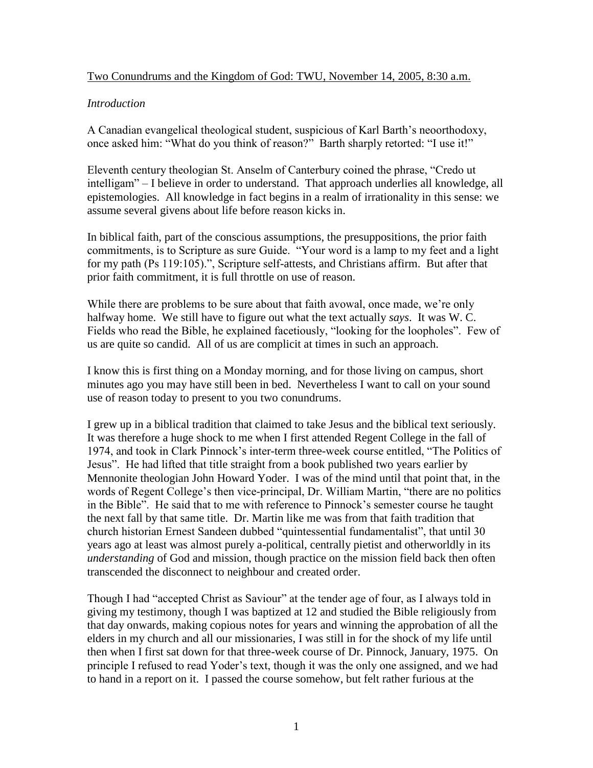<u>Two Conundrums and the Kingdom of God: TWU, November 14, 2005, 8:30 a.m.</u>

*Introduction*

A Canadian evangelical theological student, suspicious of Karl Barth's neoorthodoxy, once asked him: "What do you think of reason?" Barth sharply retorted: "I use it!"

Eleventh century theologian St. Anselm of Canterbury coined the phrase, "Credo ut intelligam" – I believe in order to understand. That approach underlies all knowledge, all epistemologies. All knowledge in fact begins in a realm of irrationality in this sense: we assume several givens about life before reason kicks in.

In biblical faith, part of the conscious assumptions, the presuppositions, the prior faith commitments, is to Scripture as sure Guide. "Your word is a lamp to my feet and a light for my path (Ps 119:105).", Scripture self-attests, and Christians affirm. But after that prior faith commitment, it is full throttle on use of reason.

While there are problems to be sure about that faith avowal, once made, we're only halfway home. We still have to figure out what the text actually *says*. It was W. C. Fields who read the Bible, he explained facetiously, "looking for the loopholes". Few of us are quite so candid. All of us are complicit at times in such an approach.

I know this is first thing on a Monday morning, and for those living on campus, short minutes ago you may have still been in bed. Nevertheless I want to call on your sound use of reason today to present to you two conundrums.

I grew up in a biblical tradition that claimed to take Jesus and the biblical text seriously. It was therefore a huge shock to me when I first attended Regent College in the fall of 1974, and took in Clark Pinnock's inter-term three-week course entitled, "The Politics of Jesus". He had lifted that title straight from a book published two years earlier by Mennonite theologian John Howard Yoder. I was of the mind until that point that, in the words of Regent College's then vice-principal, Dr. William Martin, "there are no politics in the Bible". He said that to me with reference to Pinnock's semester course he taught the next fall by that same title. Dr. Martin like me was from that faith tradition that church historian Ernest Sandeen dubbed "quintessential fundamentalist", that until 30 years ago at least was almost purely a-political, centrally pietist and otherworldly in its *understanding* of God and mission, though practice on the mission field back then often transcended the disconnect to neighbour and created order.

Though I had "accepted Christ as Saviour" at the tender age of four, as I always told in giving my testimony, though I was baptized at 12 and studied the Bible religiously from that day onwards, making copious notes for years and winning the approbation of all the elders in my church and all our missionaries, I was still in for the shock of my life until then when I first sat down for that three-week course of Dr. Pinnock, January, 1975. On principle I refused to read Yoder's text, though it was the only one assigned, and we had to hand in a report on it. I passed the course somehow, but felt rather furious at the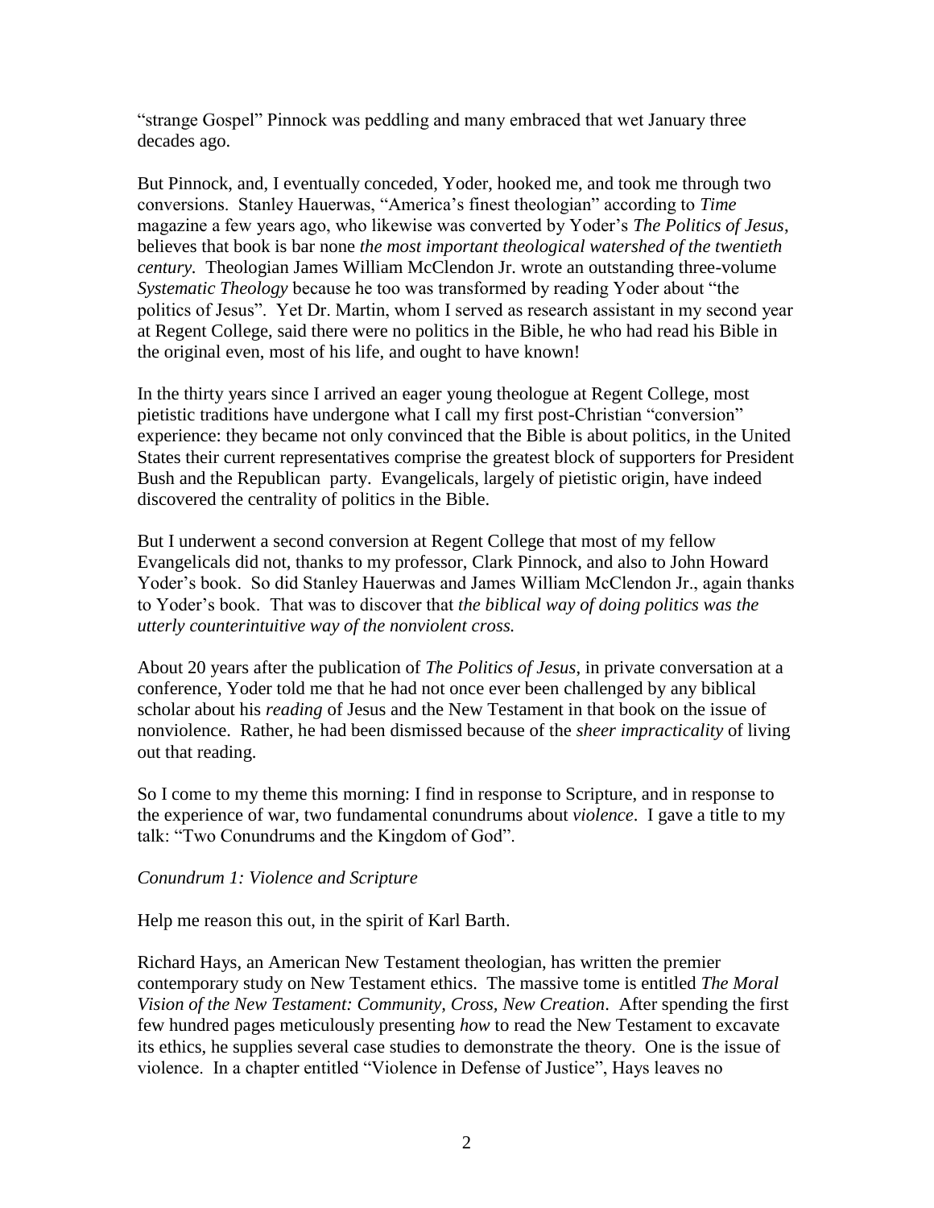"strange Gospel" Pinnock was peddling and many embraced that wet January three decades ago.

But Pinnock, and, I eventually conceded, Yoder, hooked me, and took me through two conversions. Stanley Hauerwas, "America's finest theologian" according to *Time* magazine a few years ago, who likewise was converted by Yoder's *The Politics of Jesus*, believes that book is bar none *the most important theological watershed of the twentieth century.* Theologian James William McClendon Jr. wrote an outstanding three-volume *Systematic Theology* because he too was transformed by reading Yoder about "the politics of Jesus". Yet Dr. Martin, whom I served as research assistant in my second year at Regent College, said there were no politics in the Bible, he who had read his Bible in the original even, most of his life, and ought to have known!

In the thirty years since I arrived an eager young theologue at Regent College, most pietistic traditions have undergone what I call my first post-Christian "conversion" experience: they became not only convinced that the Bible is about politics, in the United States their current representatives comprise the greatest block of supporters for President Bush and the Republican party. Evangelicals, largely of pietistic origin, have indeed discovered the centrality of politics in the Bible.

But I underwent a second conversion at Regent College that most of my fellow Evangelicals did not, thanks to my professor, Clark Pinnock, and also to John Howard Yoder's book. So did Stanley Hauerwas and James William McClendon Jr., again thanks to Yoder's book. That was to discover that *the biblical way of doing politics was the utterly counterintuitive way of the nonviolent cross.*

About 20 years after the publication of *The Politics of Jesus*, in private conversation at a conference, Yoder told me that he had not once ever been challenged by any biblical scholar about his *reading* of Jesus and the New Testament in that book on the issue of nonviolence. Rather, he had been dismissed because of the *sheer impracticality* of living out that reading.

So I come to my theme this morning: I find in response to Scripture, and in response to the experience of war, two fundamental conundrums about *violence*. I gave a title to my talk: "Two Conundrums and the Kingdom of God".

*Conundrum 1: Violence and Scripture*

Help me reason this out, in the spirit of Karl Barth.

Richard Hays, an American New Testament theologian, has written the premier contemporary study on New Testament ethics. The massive tome is entitled *The Moral Vision of the New Testament: Community, Cross, New Creation*. After spending the first few hundred pages meticulously presenting *how* to read the New Testament to excavate its ethics, he supplies several case studies to demonstrate the theory. One is the issue of violence. In a chapter entitled "Violence in Defense of Justice", Hays leaves no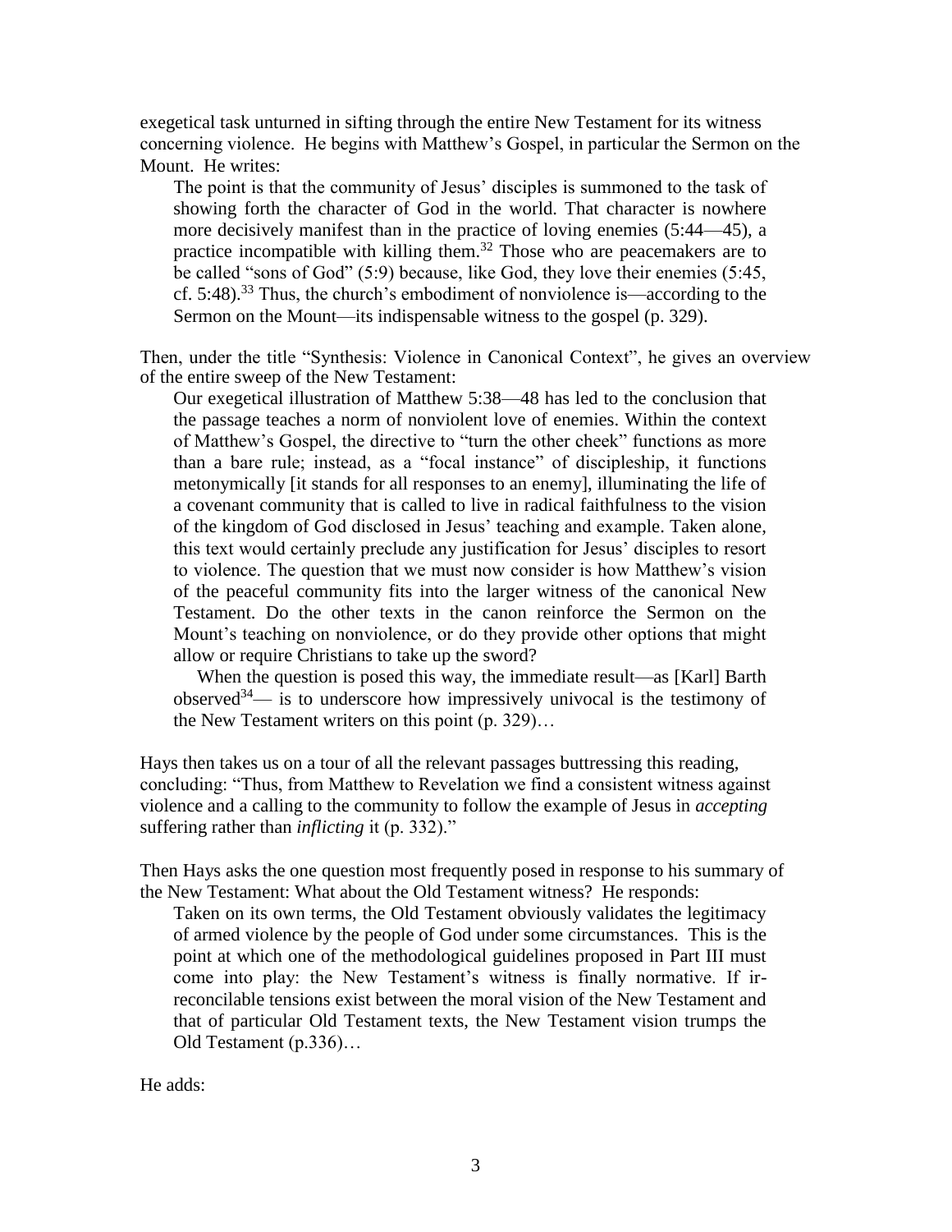exegetical task unturned in sifting through the entire New Testament for its witness concerning violence. He begins with Matthew's Gospel, in particular the Sermon on the Mount. He writes:

> The point is that the community of Jesus' disciples is summoned to the task of showing forth the character of God in the world. That character is nowhere more decisively manifest than in the practice of loving enemies (5:44—45), a practice incompatible with killing them.[32] Those who are peacemakers are to be called "sons of God" (5:9) because, like God, they love their enemies (5:45, cf. 5:48).[33] Thus, the church's embodiment of nonviolence is—according to the Sermon on the Mount—its indispensable witness to the gospel (p. 329).

Then, under the title "Synthesis: Violence in Canonical Context", he gives an overview of the entire sweep of the New Testament:

> Our exegetical illustration of Matthew 5:38—48 has led to the conclusion that the passage teaches a norm of nonviolent love of enemies. Within the context of Matthew's Gospel, the directive to "turn the other cheek" functions as more than a bare rule; instead, as a "focal instance" of discipleship, it functions metonymically [it stands for all responses to an enemy], illuminating the life of a covenant community that is called to live in radical faithfulness to the vision of the kingdom of God disclosed in Jesus' teaching and example. Taken alone, this text would certainly preclude any justification for Jesus' disciples to resort to violence. The question that we must now consider is how Matthew's vision of the peaceful community fits into the larger witness of the canonical New Testament. Do the other texts in the canon reinforce the Sermon on the Mount's teaching on nonviolence, or do they provide other options that might allow or require Christians to take up the sword?
>
> When the question is posed this way, the immediate result—as [Karl] Barth observed[34]— is to underscore how impressively univocal is the testimony of the New Testament writers on this point (p. 329)…

Hays then takes us on a tour of all the relevant passages buttressing this reading, concluding: "Thus, from Matthew to Revelation we find a consistent witness against violence and a calling to the community to follow the example of Jesus in *accepting* suffering rather than *inflicting* it (p. 332)."

Then Hays asks the one question most frequently posed in response to his summary of the New Testament: What about the Old Testament witness? He responds:

> Taken on its own terms, the Old Testament obviously validates the legitimacy of armed violence by the people of God under some circumstances. This is the point at which one of the methodological guidelines proposed in Part III must come into play: the New Testament's witness is finally normative. If irreconcilable tensions exist between the moral vision of the New Testament and that of particular Old Testament texts, the New Testament vision trumps the Old Testament (p.336)…

He adds: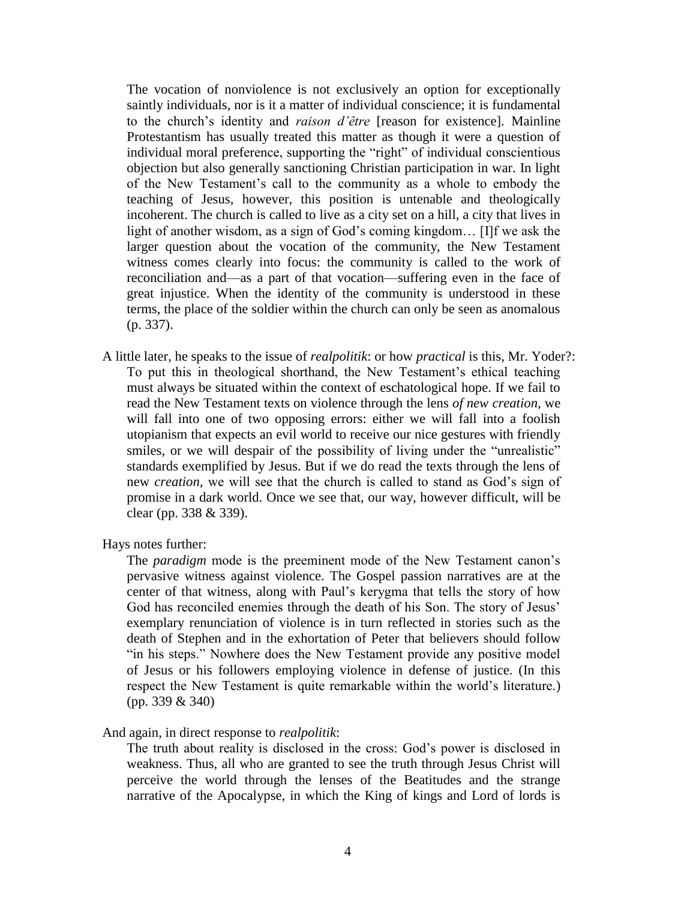> The vocation of nonviolence is not exclusively an option for exceptionally saintly individuals, nor is it a matter of individual conscience; it is fundamental to the church's identity and *raison d'être* [reason for existence]. Mainline Protestantism has usually treated this matter as though it were a question of individual moral preference, supporting the "right" of individual conscientious objection but also generally sanctioning Christian participation in war. In light of the New Testament's call to the community as a whole to embody the teaching of Jesus, however, this position is untenable and theologically incoherent. The church is called to live as a city set on a hill, a city that lives in light of another wisdom, as a sign of God's coming kingdom… [I]f we ask the larger question about the vocation of the community, the New Testament witness comes clearly into focus: the community is called to the work of reconciliation and—as a part of that vocation—suffering even in the face of great injustice. When the identity of the community is understood in these terms, the place of the soldier within the church can only be seen as anomalous (p. 337).

A little later, he speaks to the issue of *realpolitik*: or how *practical* is this, Mr. Yoder?:

> To put this in theological shorthand, the New Testament's ethical teaching must always be situated within the context of eschatological hope. If we fail to read the New Testament texts on violence through the lens *of new creation,* we will fall into one of two opposing errors: either we will fall into a foolish utopianism that expects an evil world to receive our nice gestures with friendly smiles, or we will despair of the possibility of living under the "unrealistic" standards exemplified by Jesus. But if we do read the texts through the lens of new *creation,* we will see that the church is called to stand as God's sign of promise in a dark world. Once we see that, our way, however difficult, will be clear (pp. 338 & 339).

Hays notes further:

> The *paradigm* mode is the preeminent mode of the New Testament canon's pervasive witness against violence. The Gospel passion narratives are at the center of that witness, along with Paul's kerygma that tells the story of how God has reconciled enemies through the death of his Son. The story of Jesus' exemplary renunciation of violence is in turn reflected in stories such as the death of Stephen and in the exhortation of Peter that believers should follow "in his steps." Nowhere does the New Testament provide any positive model of Jesus or his followers employing violence in defense of justice. (In this respect the New Testament is quite remarkable within the world's literature.) (pp. 339 & 340)

And again, in direct response to *realpolitik*:

> The truth about reality is disclosed in the cross: God's power is disclosed in weakness. Thus, all who are granted to see the truth through Jesus Christ will perceive the world through the lenses of the Beatitudes and the strange narrative of the Apocalypse, in which the King of kings and Lord of lords is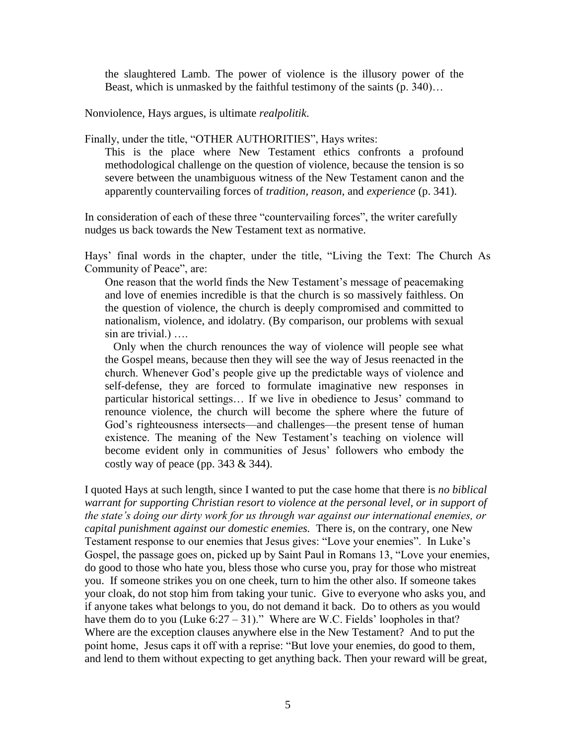> the slaughtered Lamb. The power of violence is the illusory power of the Beast, which is unmasked by the faithful testimony of the saints (p. 340)…

Nonviolence, Hays argues, is ultimate *realpolitik.*

Finally, under the title, "OTHER AUTHORITIES", Hays writes:

> This is the place where New Testament ethics confronts a profound methodological challenge on the question of violence, because the tension is so severe between the unambiguous witness of the New Testament canon and the apparently countervailing forces of *tradition, reason,* and *experience* (p. 341).

In consideration of each of these three "countervailing forces", the writer carefully nudges us back towards the New Testament text as normative.

Hays' final words in the chapter, under the title, "Living the Text: The Church As Community of Peace", are:

> One reason that the world finds the New Testament's message of peacemaking and love of enemies incredible is that the church is so massively faithless. On the question of violence, the church is deeply compromised and committed to nationalism, violence, and idolatry. (By comparison, our problems with sexual sin are trivial.) ….
>
> Only when the church renounces the way of violence will people see what the Gospel means, because then they will see the way of Jesus reenacted in the church. Whenever God's people give up the predictable ways of violence and self-defense, they are forced to formulate imaginative new responses in particular historical settings… If we live in obedience to Jesus' command to renounce violence, the church will become the sphere where the future of God's righteousness intersects—and challenges—the present tense of human existence. The meaning of the New Testament's teaching on violence will become evident only in communities of Jesus' followers who embody the costly way of peace (pp. 343 & 344).

I quoted Hays at such length, since I wanted to put the case home that there is *no biblical warrant for supporting Christian resort to violence at the personal level, or in support of the state's doing our dirty work for us through war against our international enemies, or capital punishment against our domestic enemies.* There is, on the contrary, one New Testament response to our enemies that Jesus gives: "Love your enemies". In Luke's Gospel, the passage goes on, picked up by Saint Paul in Romans 13, "Love your enemies, do good to those who hate you, bless those who curse you, pray for those who mistreat you. If someone strikes you on one cheek, turn to him the other also. If someone takes your cloak, do not stop him from taking your tunic. Give to everyone who asks you, and if anyone takes what belongs to you, do not demand it back. Do to others as you would have them do to you (Luke 6:27 – 31)." Where are W.C. Fields' loopholes in that? Where are the exception clauses anywhere else in the New Testament? And to put the point home, Jesus caps it off with a reprise: "But love your enemies, do good to them, and lend to them without expecting to get anything back. Then your reward will be great,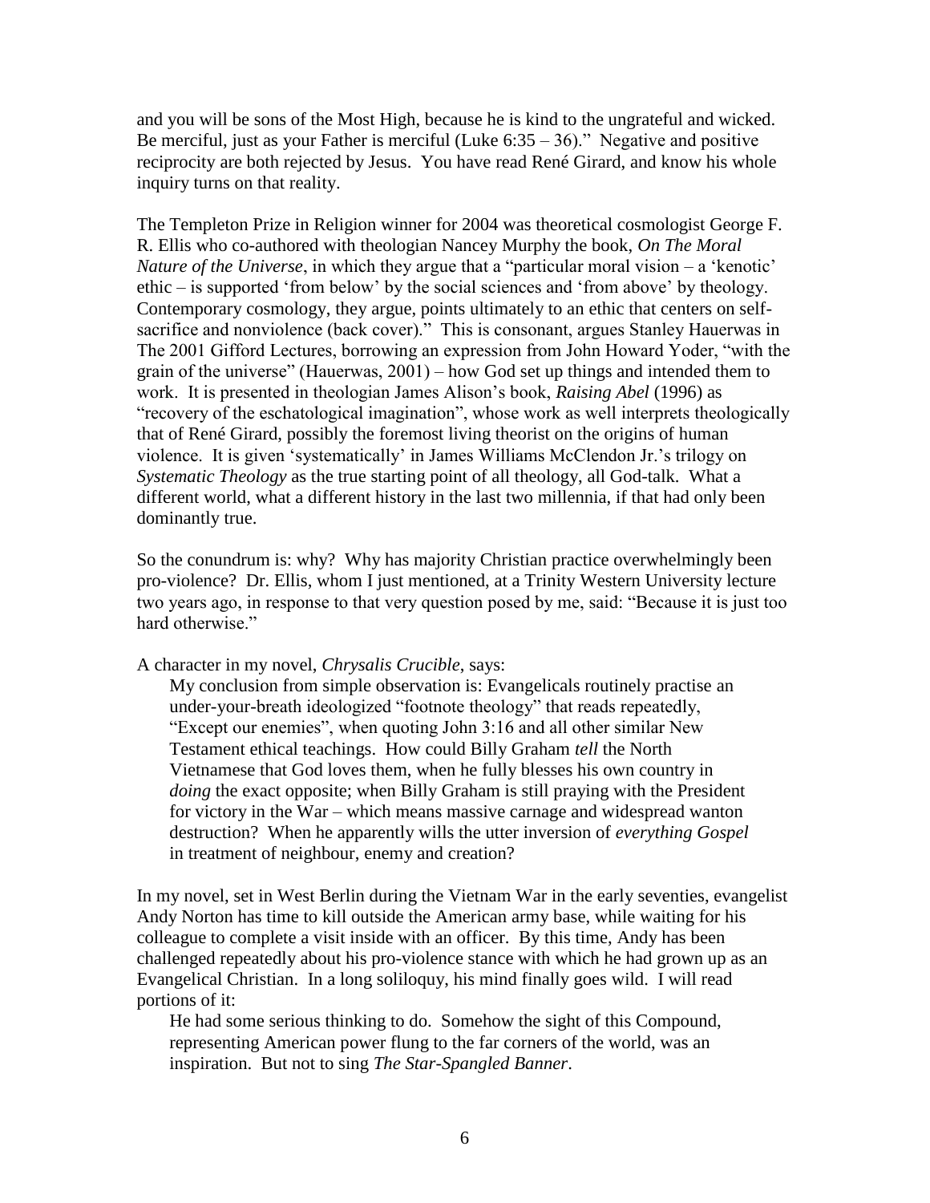and you will be sons of the Most High, because he is kind to the ungrateful and wicked. Be merciful, just as your Father is merciful (Luke 6:35 – 36)." Negative and positive reciprocity are both rejected by Jesus. You have read René Girard, and know his whole inquiry turns on that reality.

The Templeton Prize in Religion winner for 2004 was theoretical cosmologist George F. R. Ellis who co-authored with theologian Nancey Murphy the book, *On The Moral Nature of the Universe*, in which they argue that a "particular moral vision – a 'kenotic' ethic – is supported 'from below' by the social sciences and 'from above' by theology. Contemporary cosmology, they argue, points ultimately to an ethic that centers on self-sacrifice and nonviolence (back cover)." This is consonant, argues Stanley Hauerwas in The 2001 Gifford Lectures, borrowing an expression from John Howard Yoder, "with the grain of the universe" (Hauerwas, 2001) – how God set up things and intended them to work. It is presented in theologian James Alison's book, *Raising Abel* (1996) as "recovery of the eschatological imagination", whose work as well interprets theologically that of René Girard, possibly the foremost living theorist on the origins of human violence. It is given 'systematically' in James Williams McClendon Jr.'s trilogy on *Systematic Theology* as the true starting point of all theology, all God-talk. What a different world, what a different history in the last two millennia, if that had only been dominantly true.

So the conundrum is: why? Why has majority Christian practice overwhelmingly been pro-violence? Dr. Ellis, whom I just mentioned, at a Trinity Western University lecture two years ago, in response to that very question posed by me, said: "Because it is just too hard otherwise."

A character in my novel, *Chrysalis Crucible*, says:

> My conclusion from simple observation is: Evangelicals routinely practise an under-your-breath ideologized "footnote theology" that reads repeatedly, "Except our enemies", when quoting John 3:16 and all other similar New Testament ethical teachings. How could Billy Graham *tell* the North Vietnamese that God loves them, when he fully blesses his own country in *doing* the exact opposite; when Billy Graham is still praying with the President for victory in the War – which means massive carnage and widespread wanton destruction? When he apparently wills the utter inversion of *everything Gospel* in treatment of neighbour, enemy and creation?

In my novel, set in West Berlin during the Vietnam War in the early seventies, evangelist Andy Norton has time to kill outside the American army base, while waiting for his colleague to complete a visit inside with an officer. By this time, Andy has been challenged repeatedly about his pro-violence stance with which he had grown up as an Evangelical Christian. In a long soliloquy, his mind finally goes wild. I will read portions of it:

> He had some serious thinking to do. Somehow the sight of this Compound, representing American power flung to the far corners of the world, was an inspiration. But not to sing *The Star-Spangled Banner*.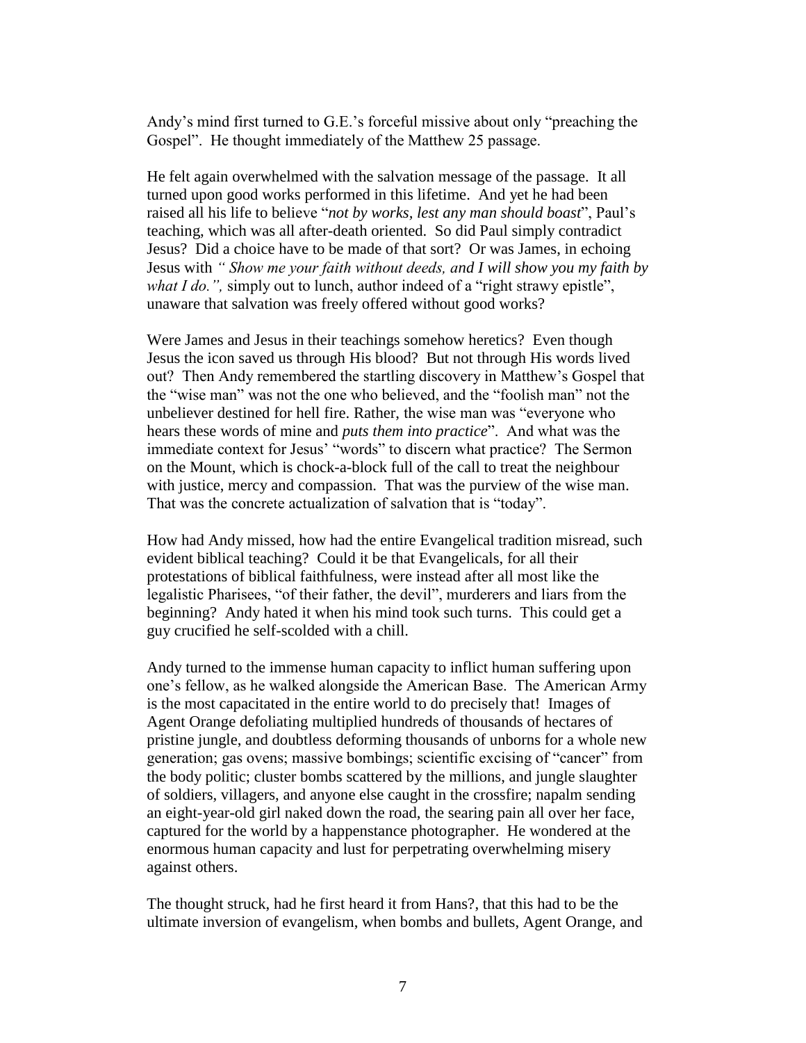Andy's mind first turned to G.E.'s forceful missive about only "preaching the Gospel". He thought immediately of the Matthew 25 passage.

He felt again overwhelmed with the salvation message of the passage. It all turned upon good works performed in this lifetime. And yet he had been raised all his life to believe "*not by works, lest any man should boast*", Paul's teaching, which was all after-death oriented. So did Paul simply contradict Jesus? Did a choice have to be made of that sort? Or was James, in echoing Jesus with *" Show me your faith without deeds, and I will show you my faith by what I do.",* simply out to lunch, author indeed of a "right strawy epistle", unaware that salvation was freely offered without good works?

Were James and Jesus in their teachings somehow heretics? Even though Jesus the icon saved us through His blood? But not through His words lived out? Then Andy remembered the startling discovery in Matthew's Gospel that the "wise man" was not the one who believed, and the "foolish man" not the unbeliever destined for hell fire. Rather, the wise man was "everyone who hears these words of mine and *puts them into practice*". And what was the immediate context for Jesus' "words" to discern what practice? The Sermon on the Mount, which is chock-a-block full of the call to treat the neighbour with justice, mercy and compassion. That was the purview of the wise man. That was the concrete actualization of salvation that is "today".

How had Andy missed, how had the entire Evangelical tradition misread, such evident biblical teaching? Could it be that Evangelicals, for all their protestations of biblical faithfulness, were instead after all most like the legalistic Pharisees, "of their father, the devil", murderers and liars from the beginning? Andy hated it when his mind took such turns. This could get a guy crucified he self-scolded with a chill.

Andy turned to the immense human capacity to inflict human suffering upon one's fellow, as he walked alongside the American Base. The American Army is the most capacitated in the entire world to do precisely that! Images of Agent Orange defoliating multiplied hundreds of thousands of hectares of pristine jungle, and doubtless deforming thousands of unborns for a whole new generation; gas ovens; massive bombings; scientific excising of "cancer" from the body politic; cluster bombs scattered by the millions, and jungle slaughter of soldiers, villagers, and anyone else caught in the crossfire; napalm sending an eight-year-old girl naked down the road, the searing pain all over her face, captured for the world by a happenstance photographer. He wondered at the enormous human capacity and lust for perpetrating overwhelming misery against others.

The thought struck, had he first heard it from Hans?, that this had to be the ultimate inversion of evangelism, when bombs and bullets, Agent Orange, and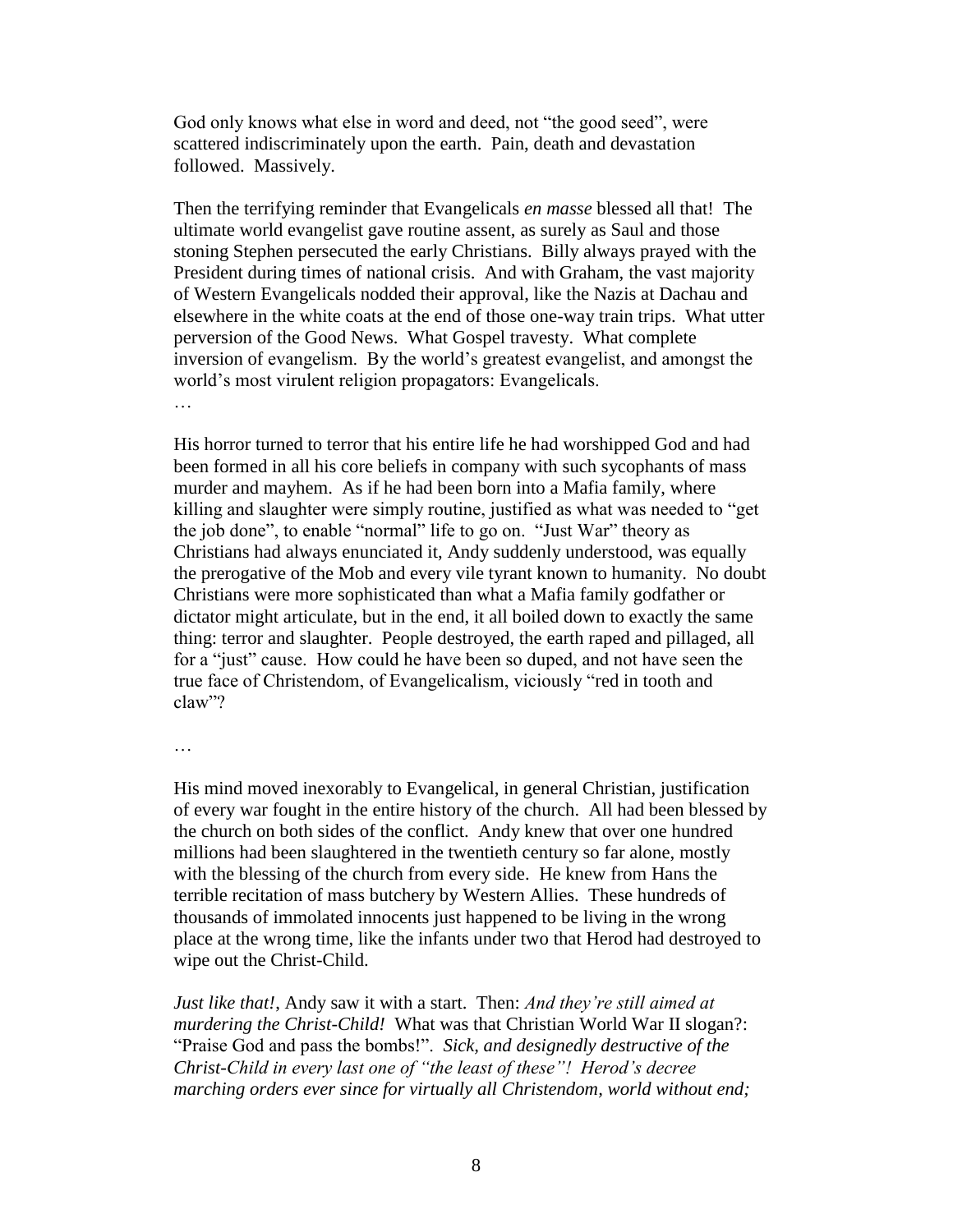God only knows what else in word and deed, not "the good seed", were scattered indiscriminately upon the earth. Pain, death and devastation followed. Massively.

Then the terrifying reminder that Evangelicals *en masse* blessed all that! The ultimate world evangelist gave routine assent, as surely as Saul and those stoning Stephen persecuted the early Christians. Billy always prayed with the President during times of national crisis. And with Graham, the vast majority of Western Evangelicals nodded their approval, like the Nazis at Dachau and elsewhere in the white coats at the end of those one-way train trips. What utter perversion of the Good News. What Gospel travesty. What complete inversion of evangelism. By the world's greatest evangelist, and amongst the world's most virulent religion propagators: Evangelicals.

…

His horror turned to terror that his entire life he had worshipped God and had been formed in all his core beliefs in company with such sycophants of mass murder and mayhem. As if he had been born into a Mafia family, where killing and slaughter were simply routine, justified as what was needed to "get the job done", to enable "normal" life to go on. "Just War" theory as Christians had always enunciated it, Andy suddenly understood, was equally the prerogative of the Mob and every vile tyrant known to humanity. No doubt Christians were more sophisticated than what a Mafia family godfather or dictator might articulate, but in the end, it all boiled down to exactly the same thing: terror and slaughter. People destroyed, the earth raped and pillaged, all for a "just" cause. How could he have been so duped, and not have seen the true face of Christendom, of Evangelicalism, viciously "red in tooth and claw"?

…

His mind moved inexorably to Evangelical, in general Christian, justification of every war fought in the entire history of the church. All had been blessed by the church on both sides of the conflict. Andy knew that over one hundred millions had been slaughtered in the twentieth century so far alone, mostly with the blessing of the church from every side. He knew from Hans the terrible recitation of mass butchery by Western Allies. These hundreds of thousands of immolated innocents just happened to be living in the wrong place at the wrong time, like the infants under two that Herod had destroyed to wipe out the Christ-Child.

*Just like that!*, Andy saw it with a start. Then: *And they're still aimed at murdering the Christ-Child!* What was that Christian World War II slogan?: "Praise God and pass the bombs!". *Sick, and designedly destructive of the Christ-Child in every last one of "the least of these"! Herod's decree marching orders ever since for virtually all Christendom, world without end;*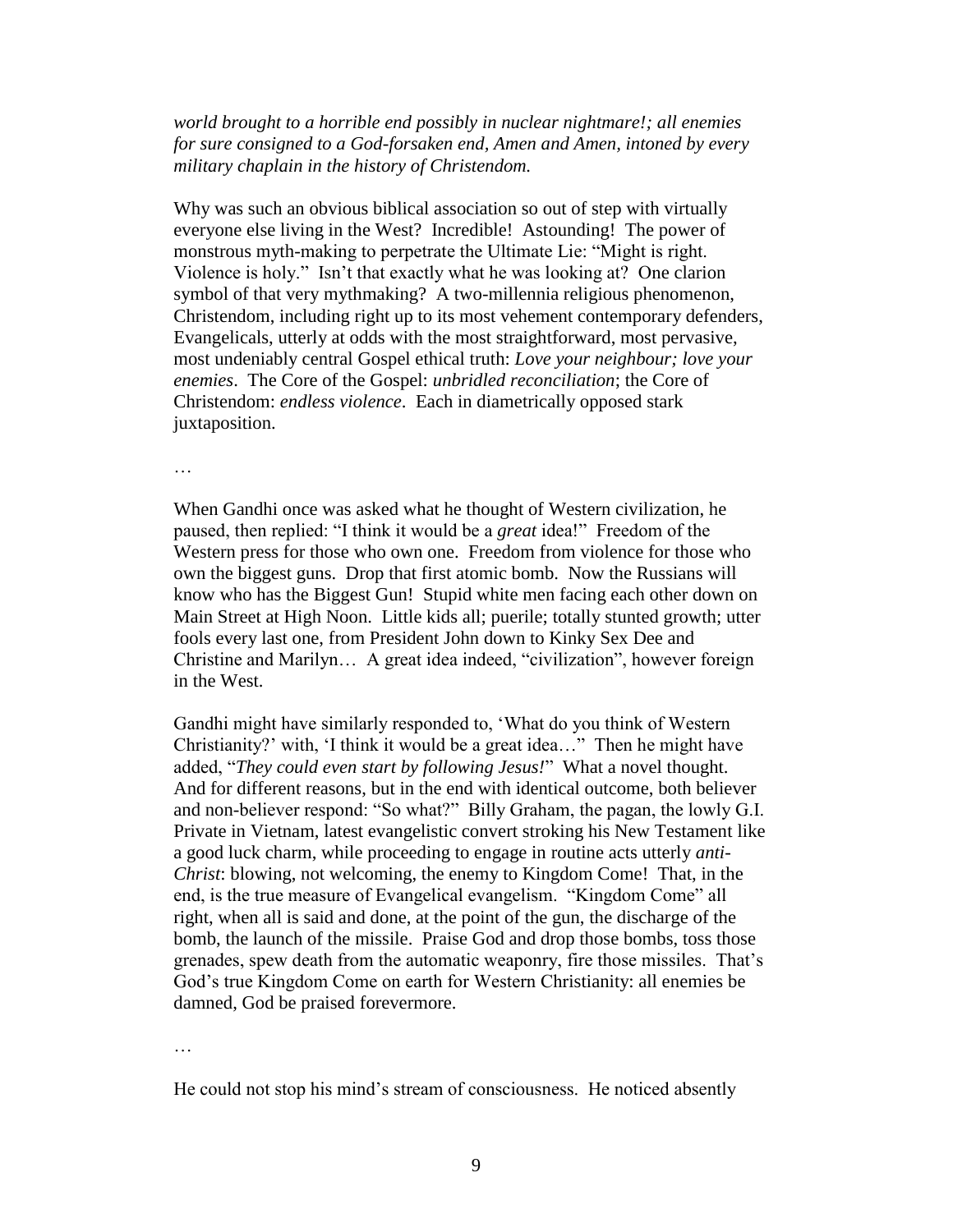*world brought to a horrible end possibly in nuclear nightmare!; all enemies for sure consigned to a God-forsaken end, Amen and Amen, intoned by every military chaplain in the history of Christendom.*

Why was such an obvious biblical association so out of step with virtually everyone else living in the West? Incredible! Astounding! The power of monstrous myth-making to perpetrate the Ultimate Lie: "Might is right. Violence is holy." Isn't that exactly what he was looking at? One clarion symbol of that very mythmaking? A two-millennia religious phenomenon, Christendom, including right up to its most vehement contemporary defenders, Evangelicals, utterly at odds with the most straightforward, most pervasive, most undeniably central Gospel ethical truth: *Love your neighbour; love your enemies*. The Core of the Gospel: *unbridled reconciliation*; the Core of Christendom: *endless violence*. Each in diametrically opposed stark juxtaposition.

…

When Gandhi once was asked what he thought of Western civilization, he paused, then replied: "I think it would be a *great* idea!" Freedom of the Western press for those who own one. Freedom from violence for those who own the biggest guns. Drop that first atomic bomb. Now the Russians will know who has the Biggest Gun! Stupid white men facing each other down on Main Street at High Noon. Little kids all; puerile; totally stunted growth; utter fools every last one, from President John down to Kinky Sex Dee and Christine and Marilyn… A great idea indeed, "civilization", however foreign in the West.

Gandhi might have similarly responded to, 'What do you think of Western Christianity?' with, 'I think it would be a great idea…" Then he might have added, "*They could even start by following Jesus!*" What a novel thought. And for different reasons, but in the end with identical outcome, both believer and non-believer respond: "So what?" Billy Graham, the pagan, the lowly G.I. Private in Vietnam, latest evangelistic convert stroking his New Testament like a good luck charm, while proceeding to engage in routine acts utterly *anti-Christ*: blowing, not welcoming, the enemy to Kingdom Come! That, in the end, is the true measure of Evangelical evangelism. "Kingdom Come" all right, when all is said and done, at the point of the gun, the discharge of the bomb, the launch of the missile. Praise God and drop those bombs, toss those grenades, spew death from the automatic weaponry, fire those missiles. That's God's true Kingdom Come on earth for Western Christianity: all enemies be damned, God be praised forevermore.

…

He could not stop his mind's stream of consciousness. He noticed absently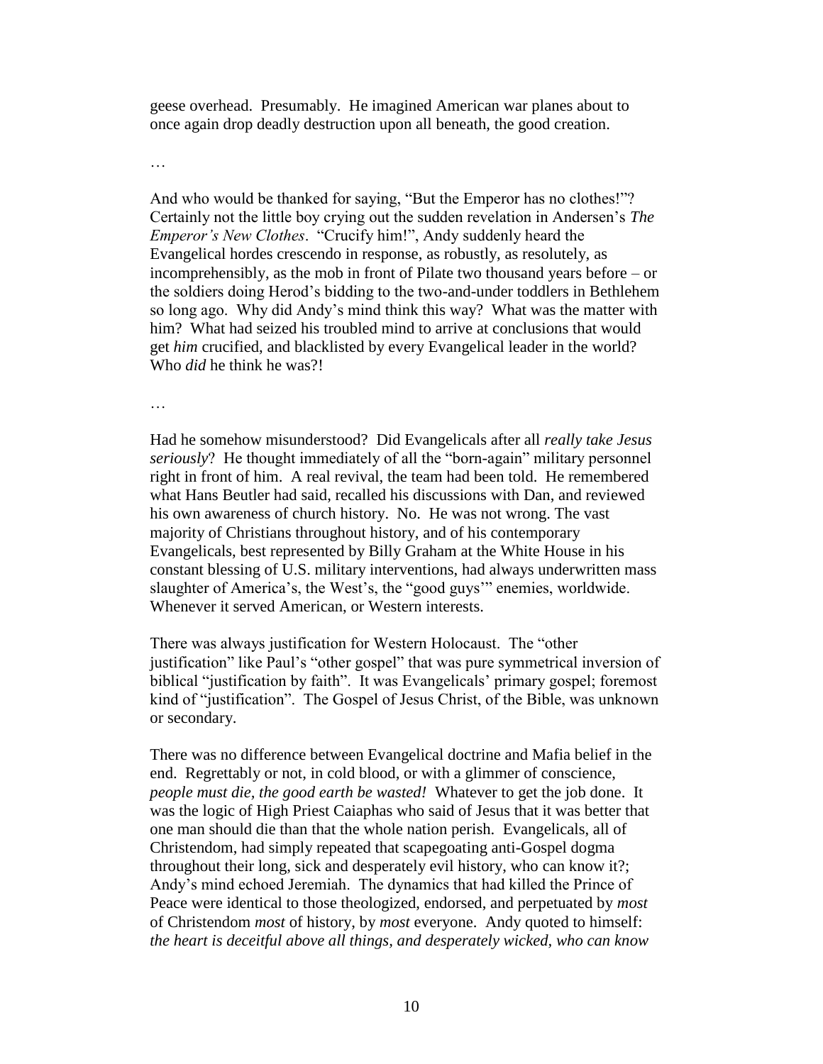geese overhead. Presumably. He imagined American war planes about to once again drop deadly destruction upon all beneath, the good creation.

…

And who would be thanked for saying, "But the Emperor has no clothes!"? Certainly not the little boy crying out the sudden revelation in Andersen's *The Emperor's New Clothes*. "Crucify him!", Andy suddenly heard the Evangelical hordes crescendo in response, as robustly, as resolutely, as incomprehensibly, as the mob in front of Pilate two thousand years before – or the soldiers doing Herod's bidding to the two-and-under toddlers in Bethlehem so long ago. Why did Andy's mind think this way? What was the matter with him? What had seized his troubled mind to arrive at conclusions that would get *him* crucified, and blacklisted by every Evangelical leader in the world? Who *did* he think he was?!

…

Had he somehow misunderstood? Did Evangelicals after all *really take Jesus seriously*? He thought immediately of all the "born-again" military personnel right in front of him. A real revival, the team had been told. He remembered what Hans Beutler had said, recalled his discussions with Dan, and reviewed his own awareness of church history. No. He was not wrong. The vast majority of Christians throughout history, and of his contemporary Evangelicals, best represented by Billy Graham at the White House in his constant blessing of U.S. military interventions, had always underwritten mass slaughter of America's, the West's, the "good guys'" enemies, worldwide. Whenever it served American, or Western interests.

There was always justification for Western Holocaust. The "other justification" like Paul's "other gospel" that was pure symmetrical inversion of biblical "justification by faith". It was Evangelicals' primary gospel; foremost kind of "justification". The Gospel of Jesus Christ, of the Bible, was unknown or secondary.

There was no difference between Evangelical doctrine and Mafia belief in the end. Regrettably or not, in cold blood, or with a glimmer of conscience, *people must die, the good earth be wasted!* Whatever to get the job done. It was the logic of High Priest Caiaphas who said of Jesus that it was better that one man should die than that the whole nation perish. Evangelicals, all of Christendom, had simply repeated that scapegoating anti-Gospel dogma throughout their long, sick and desperately evil history, who can know it?; Andy's mind echoed Jeremiah. The dynamics that had killed the Prince of Peace were identical to those theologized, endorsed, and perpetuated by *most* of Christendom *most* of history, by *most* everyone. Andy quoted to himself: *the heart is deceitful above all things, and desperately wicked, who can know*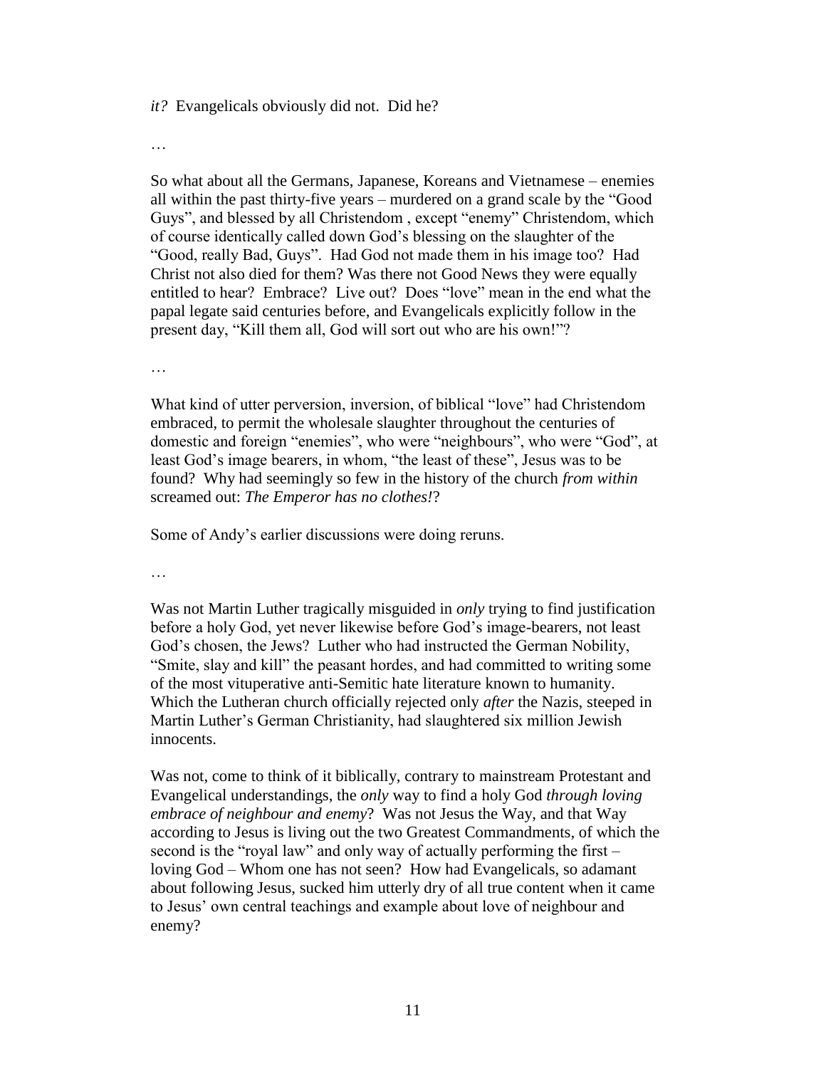*it?* Evangelicals obviously did not. Did he?

…

So what about all the Germans, Japanese, Koreans and Vietnamese – enemies all within the past thirty-five years – murdered on a grand scale by the "Good Guys", and blessed by all Christendom , except "enemy" Christendom, which of course identically called down God's blessing on the slaughter of the "Good, really Bad, Guys". Had God not made them in his image too? Had Christ not also died for them? Was there not Good News they were equally entitled to hear? Embrace? Live out? Does "love" mean in the end what the papal legate said centuries before, and Evangelicals explicitly follow in the present day, "Kill them all, God will sort out who are his own!"?

…

What kind of utter perversion, inversion, of biblical "love" had Christendom embraced, to permit the wholesale slaughter throughout the centuries of domestic and foreign "enemies", who were "neighbours", who were "God", at least God's image bearers, in whom, "the least of these", Jesus was to be found? Why had seemingly so few in the history of the church *from within* screamed out: *The Emperor has no clothes!*?

Some of Andy's earlier discussions were doing reruns.

…

Was not Martin Luther tragically misguided in *only* trying to find justification before a holy God, yet never likewise before God's image-bearers, not least God's chosen, the Jews? Luther who had instructed the German Nobility, "Smite, slay and kill" the peasant hordes, and had committed to writing some of the most vituperative anti-Semitic hate literature known to humanity. Which the Lutheran church officially rejected only *after* the Nazis, steeped in Martin Luther's German Christianity, had slaughtered six million Jewish innocents.

Was not, come to think of it biblically, contrary to mainstream Protestant and Evangelical understandings, the *only* way to find a holy God *through loving embrace of neighbour and enemy*? Was not Jesus the Way, and that Way according to Jesus is living out the two Greatest Commandments, of which the second is the "royal law" and only way of actually performing the first – loving God – Whom one has not seen? How had Evangelicals, so adamant about following Jesus, sucked him utterly dry of all true content when it came to Jesus' own central teachings and example about love of neighbour and enemy?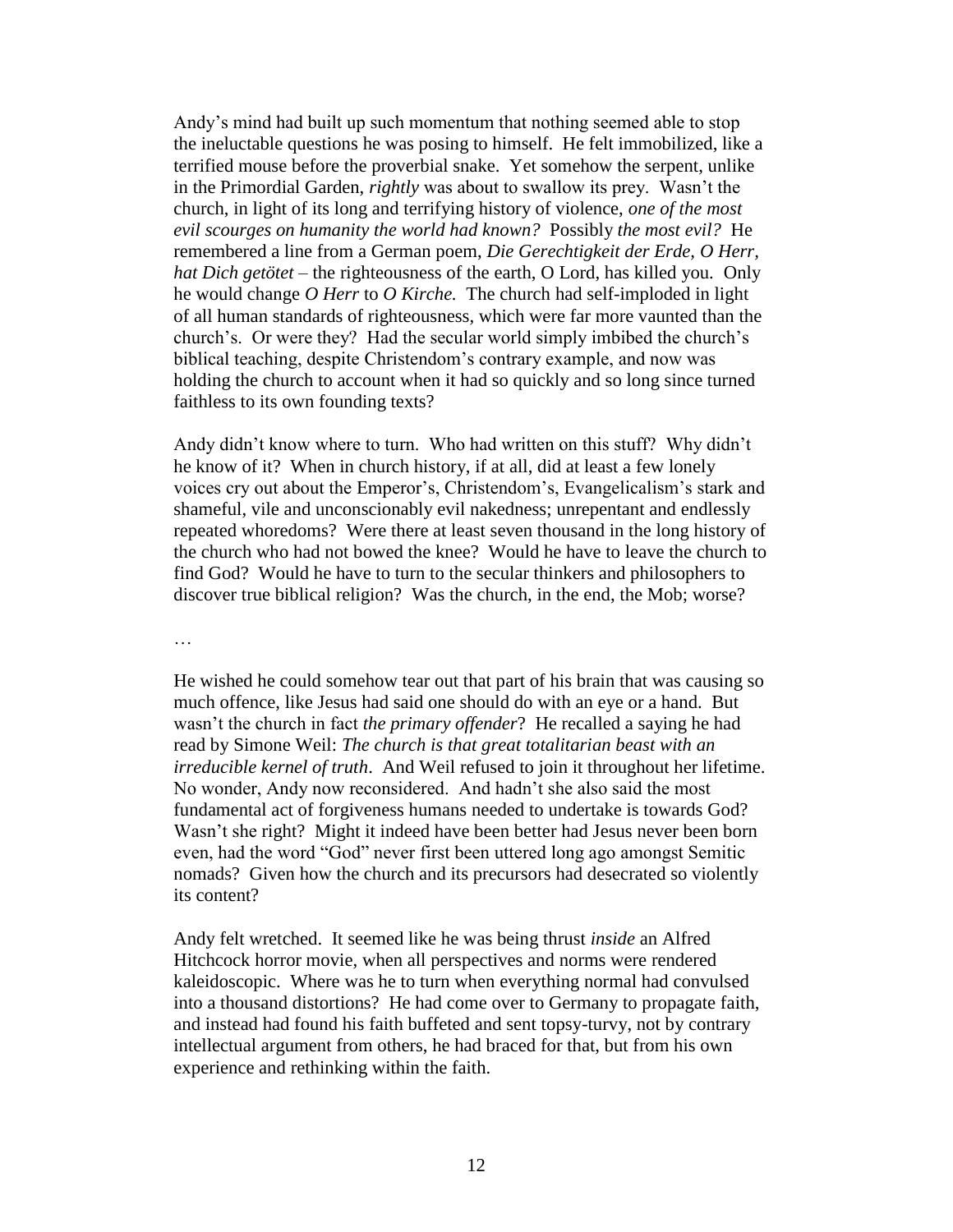Andy's mind had built up such momentum that nothing seemed able to stop the ineluctable questions he was posing to himself. He felt immobilized, like a terrified mouse before the proverbial snake. Yet somehow the serpent, unlike in the Primordial Garden, *rightly* was about to swallow its prey. Wasn't the church, in light of its long and terrifying history of violence, *one of the most evil scourges on humanity the world had known?* Possibly *the most evil?* He remembered a line from a German poem, *Die Gerechtigkeit der Erde, O Herr, hat Dich getötet* – the righteousness of the earth, O Lord, has killed you. Only he would change *O Herr* to *O Kirche.* The church had self-imploded in light of all human standards of righteousness, which were far more vaunted than the church's. Or were they? Had the secular world simply imbibed the church's biblical teaching, despite Christendom's contrary example, and now was holding the church to account when it had so quickly and so long since turned faithless to its own founding texts?

Andy didn't know where to turn. Who had written on this stuff? Why didn't he know of it? When in church history, if at all, did at least a few lonely voices cry out about the Emperor's, Christendom's, Evangelicalism's stark and shameful, vile and unconscionably evil nakedness; unrepentant and endlessly repeated whoredoms? Were there at least seven thousand in the long history of the church who had not bowed the knee? Would he have to leave the church to find God? Would he have to turn to the secular thinkers and philosophers to discover true biblical religion? Was the church, in the end, the Mob; worse?

…

He wished he could somehow tear out that part of his brain that was causing so much offence, like Jesus had said one should do with an eye or a hand. But wasn't the church in fact *the primary offender*? He recalled a saying he had read by Simone Weil: *The church is that great totalitarian beast with an irreducible kernel of truth*. And Weil refused to join it throughout her lifetime. No wonder, Andy now reconsidered. And hadn't she also said the most fundamental act of forgiveness humans needed to undertake is towards God? Wasn't she right? Might it indeed have been better had Jesus never been born even, had the word "God" never first been uttered long ago amongst Semitic nomads? Given how the church and its precursors had desecrated so violently its content?

Andy felt wretched. It seemed like he was being thrust *inside* an Alfred Hitchcock horror movie, when all perspectives and norms were rendered kaleidoscopic. Where was he to turn when everything normal had convulsed into a thousand distortions? He had come over to Germany to propagate faith, and instead had found his faith buffeted and sent topsy-turvy, not by contrary intellectual argument from others, he had braced for that, but from his own experience and rethinking within the faith.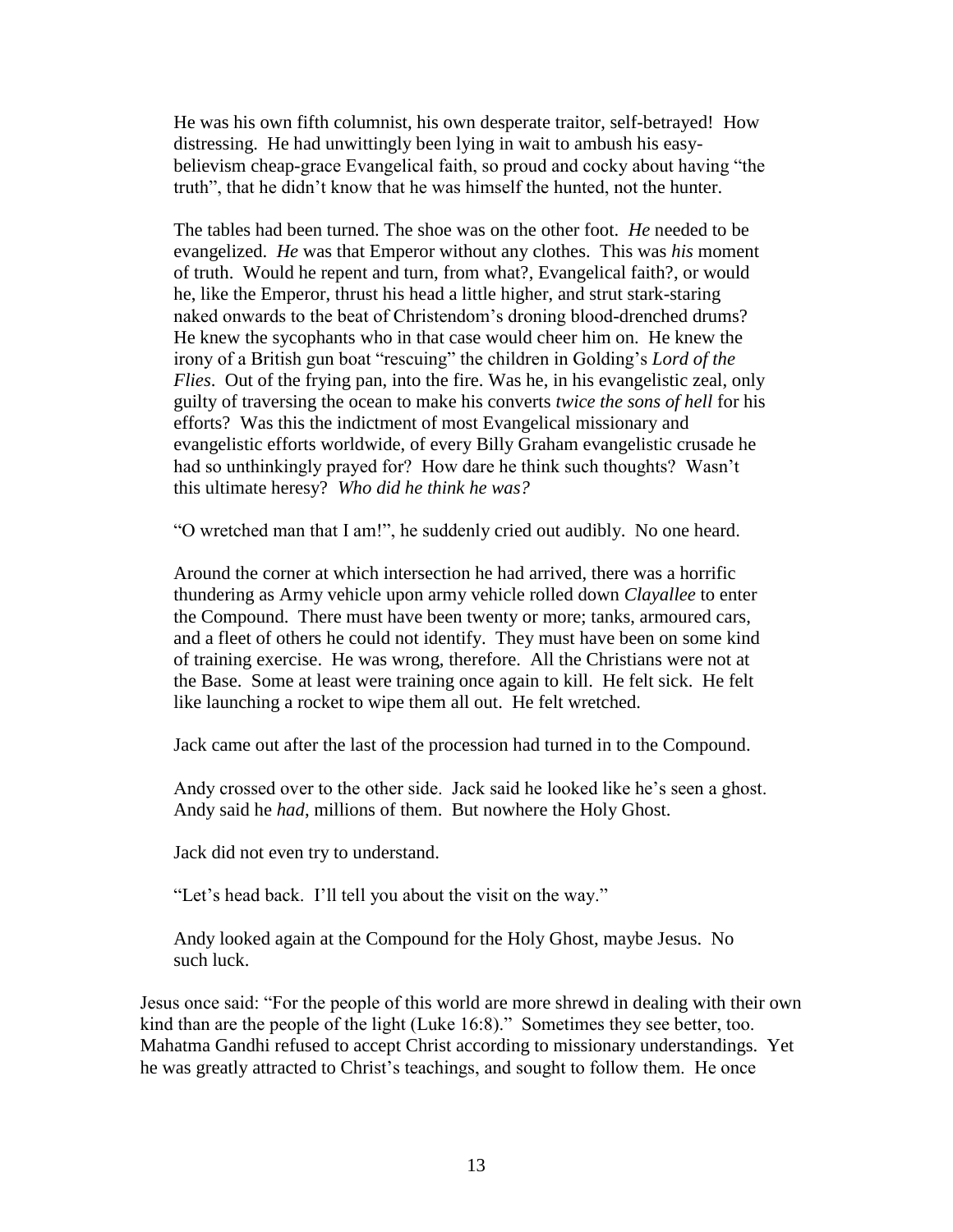He was his own fifth columnist, his own desperate traitor, self-betrayed! How distressing. He had unwittingly been lying in wait to ambush his easy-believism cheap-grace Evangelical faith, so proud and cocky about having "the truth", that he didn't know that he was himself the hunted, not the hunter.

The tables had been turned. The shoe was on the other foot. *He* needed to be evangelized. *He* was that Emperor without any clothes. This was *his* moment of truth. Would he repent and turn, from what?, Evangelical faith?, or would he, like the Emperor, thrust his head a little higher, and strut stark-staring naked onwards to the beat of Christendom's droning blood-drenched drums? He knew the sycophants who in that case would cheer him on. He knew the irony of a British gun boat "rescuing" the children in Golding's *Lord of the Flies*. Out of the frying pan, into the fire. Was he, in his evangelistic zeal, only guilty of traversing the ocean to make his converts *twice the sons of hell* for his efforts? Was this the indictment of most Evangelical missionary and evangelistic efforts worldwide, of every Billy Graham evangelistic crusade he had so unthinkingly prayed for? How dare he think such thoughts? Wasn't this ultimate heresy? *Who did he think he was?*

"O wretched man that I am!", he suddenly cried out audibly. No one heard.

Around the corner at which intersection he had arrived, there was a horrific thundering as Army vehicle upon army vehicle rolled down *Clayallee* to enter the Compound. There must have been twenty or more; tanks, armoured cars, and a fleet of others he could not identify. They must have been on some kind of training exercise. He was wrong, therefore. All the Christians were not at the Base. Some at least were training once again to kill. He felt sick. He felt like launching a rocket to wipe them all out. He felt wretched.

Jack came out after the last of the procession had turned in to the Compound.

Andy crossed over to the other side. Jack said he looked like he's seen a ghost. Andy said he *had*, millions of them. But nowhere the Holy Ghost.

Jack did not even try to understand.

"Let's head back. I'll tell you about the visit on the way."

Andy looked again at the Compound for the Holy Ghost, maybe Jesus. No such luck.

Jesus once said: "For the people of this world are more shrewd in dealing with their own kind than are the people of the light (Luke 16:8)." Sometimes they see better, too. Mahatma Gandhi refused to accept Christ according to missionary understandings. Yet he was greatly attracted to Christ's teachings, and sought to follow them. He once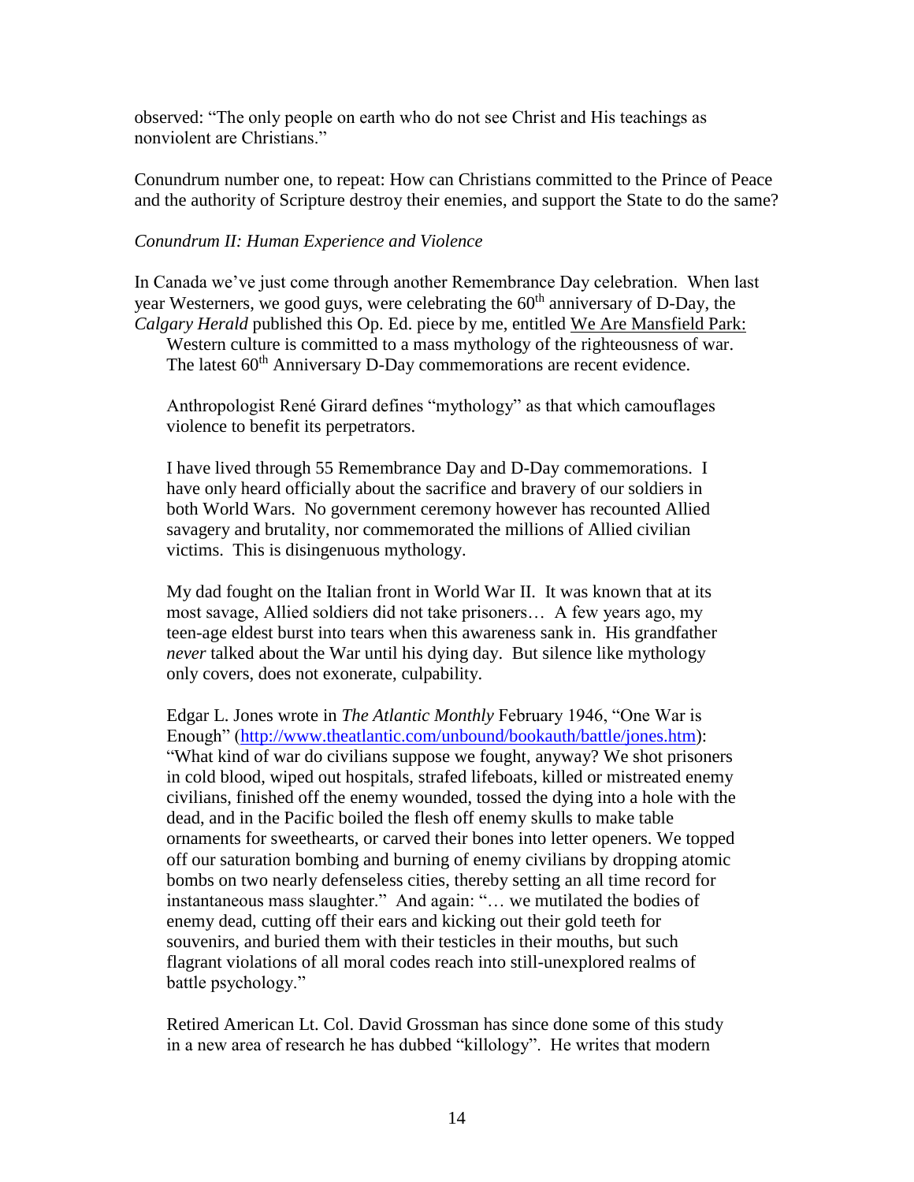observed: "The only people on earth who do not see Christ and His teachings as nonviolent are Christians."

Conundrum number one, to repeat: How can Christians committed to the Prince of Peace and the authority of Scripture destroy their enemies, and support the State to do the same?

*Conundrum II: Human Experience and Violence*

In Canada we've just come through another Remembrance Day celebration. When last year Westerners, we good guys, were celebrating the 60th anniversary of D-Day, the *Calgary Herald* published this Op. Ed. piece by me, entitled <u>We Are Mansfield Park:</u>

> Western culture is committed to a mass mythology of the righteousness of war. The latest 60th Anniversary D-Day commemorations are recent evidence.
>
> Anthropologist René Girard defines "mythology" as that which camouflages violence to benefit its perpetrators.
>
> I have lived through 55 Remembrance Day and D-Day commemorations. I have only heard officially about the sacrifice and bravery of our soldiers in both World Wars. No government ceremony however has recounted Allied savagery and brutality, nor commemorated the millions of Allied civilian victims. This is disingenuous mythology.
>
> My dad fought on the Italian front in World War II. It was known that at its most savage, Allied soldiers did not take prisoners… A few years ago, my teen-age eldest burst into tears when this awareness sank in. His grandfather *never* talked about the War until his dying day. But silence like mythology only covers, does not exonerate, culpability.
>
> Edgar L. Jones wrote in *The Atlantic Monthly* February 1946, "One War is Enough" (http://www.theatlantic.com/unbound/bookauth/battle/jones.htm): "What kind of war do civilians suppose we fought, anyway? We shot prisoners in cold blood, wiped out hospitals, strafed lifeboats, killed or mistreated enemy civilians, finished off the enemy wounded, tossed the dying into a hole with the dead, and in the Pacific boiled the flesh off enemy skulls to make table ornaments for sweethearts, or carved their bones into letter openers. We topped off our saturation bombing and burning of enemy civilians by dropping atomic bombs on two nearly defenseless cities, thereby setting an all time record for instantaneous mass slaughter." And again: "… we mutilated the bodies of enemy dead, cutting off their ears and kicking out their gold teeth for souvenirs, and buried them with their testicles in their mouths, but such flagrant violations of all moral codes reach into still-unexplored realms of battle psychology."
>
> Retired American Lt. Col. David Grossman has since done some of this study in a new area of research he has dubbed "killology". He writes that modern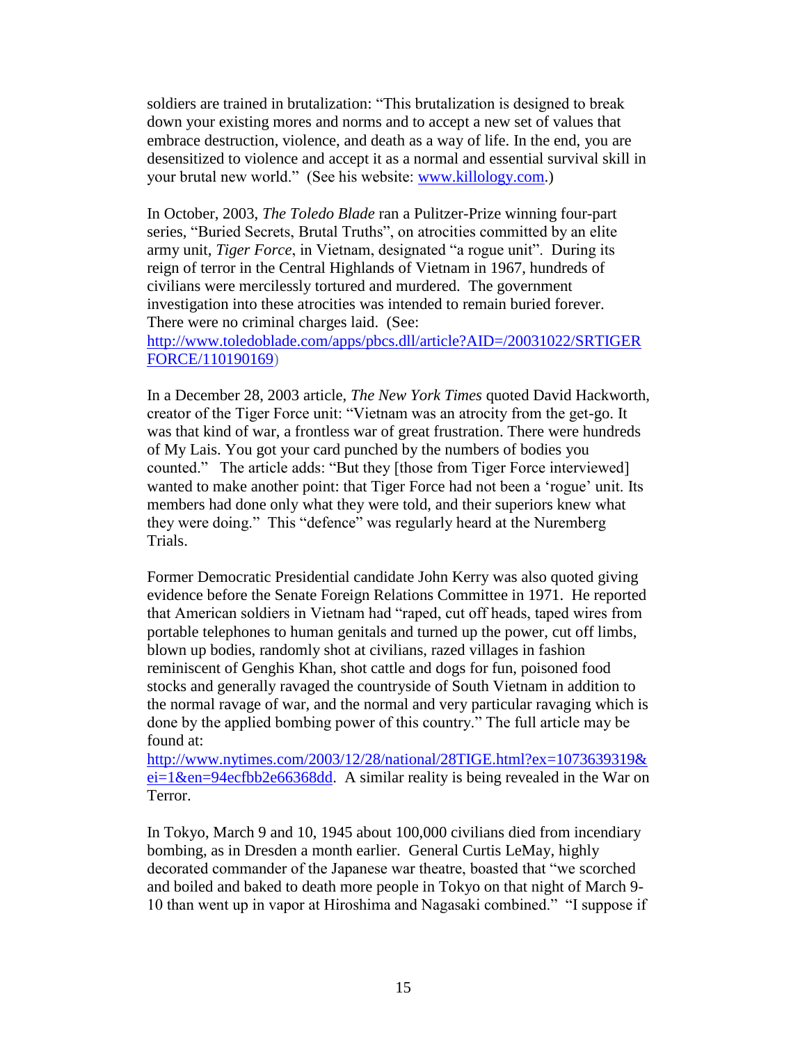soldiers are trained in brutalization: "This brutalization is designed to break down your existing mores and norms and to accept a new set of values that embrace destruction, violence, and death as a way of life. In the end, you are desensitized to violence and accept it as a normal and essential survival skill in your brutal new world." (See his website: [www.killology.com](http://www.killology.com).)

In October, 2003, *The Toledo Blade* ran a Pulitzer-Prize winning four-part series, "Buried Secrets, Brutal Truths", on atrocities committed by an elite army unit, *Tiger Force*, in Vietnam, designated "a rogue unit". During its reign of terror in the Central Highlands of Vietnam in 1967, hundreds of civilians were mercilessly tortured and murdered. The government investigation into these atrocities was intended to remain buried forever. There were no criminal charges laid. (See: [http://www.toledoblade.com/apps/pbcs.dll/article?AID=/20031022/SRTIGERFORCE/110190169](http://www.toledoblade.com/apps/pbcs.dll/article?AID=/20031022/SRTIGERFORCE/110190169))

In a December 28, 2003 article, *The New York Times* quoted David Hackworth, creator of the Tiger Force unit: "Vietnam was an atrocity from the get-go. It was that kind of war, a frontless war of great frustration. There were hundreds of My Lais. You got your card punched by the numbers of bodies you counted." The article adds: "But they [those from Tiger Force interviewed] wanted to make another point: that Tiger Force had not been a 'rogue' unit. Its members had done only what they were told, and their superiors knew what they were doing." This "defence" was regularly heard at the Nuremberg Trials.

Former Democratic Presidential candidate John Kerry was also quoted giving evidence before the Senate Foreign Relations Committee in 1971. He reported that American soldiers in Vietnam had "raped, cut off heads, taped wires from portable telephones to human genitals and turned up the power, cut off limbs, blown up bodies, randomly shot at civilians, razed villages in fashion reminiscent of Genghis Khan, shot cattle and dogs for fun, poisoned food stocks and generally ravaged the countryside of South Vietnam in addition to the normal ravage of war, and the normal and very particular ravaging which is done by the applied bombing power of this country." The full article may be found at: [http://www.nytimes.com/2003/12/28/national/28TIGE.html?ex=1073639319&ei=1&en=94ecfbb2e66368dd](http://www.nytimes.com/2003/12/28/national/28TIGE.html?ex=1073639319&ei=1&en=94ecfbb2e66368dd). A similar reality is being revealed in the War on Terror.

In Tokyo, March 9 and 10, 1945 about 100,000 civilians died from incendiary bombing, as in Dresden a month earlier. General Curtis LeMay, highly decorated commander of the Japanese war theatre, boasted that "we scorched and boiled and baked to death more people in Tokyo on that night of March 9-10 than went up in vapor at Hiroshima and Nagasaki combined." "I suppose if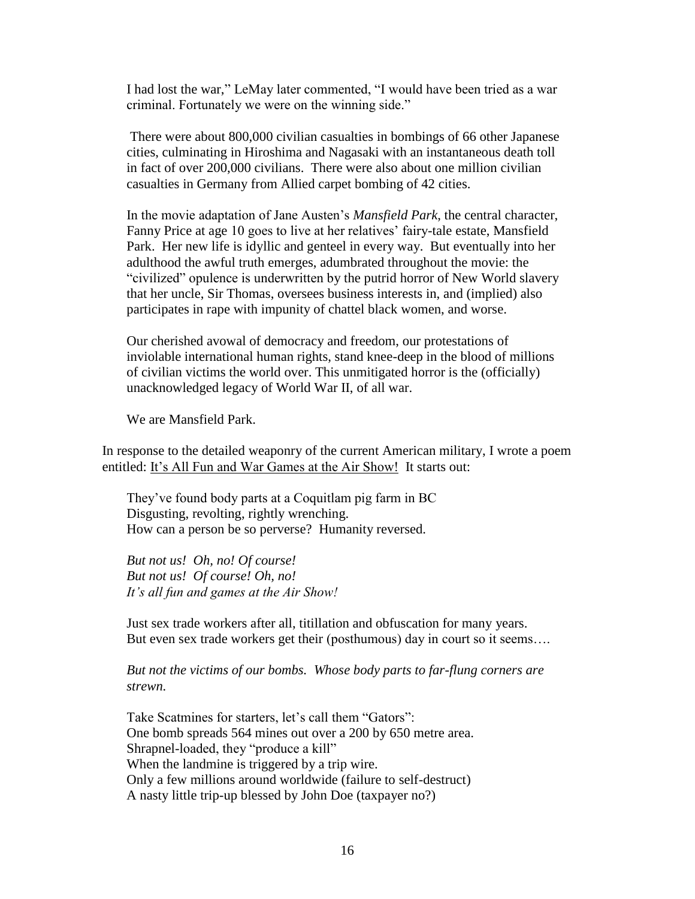I had lost the war," LeMay later commented, "I would have been tried as a war criminal. Fortunately we were on the winning side."

> There were about 800,000 civilian casualties in bombings of 66 other Japanese cities, culminating in Hiroshima and Nagasaki with an instantaneous death toll in fact of over 200,000 civilians. There were also about one million civilian casualties in Germany from Allied carpet bombing of 42 cities.
>
> In the movie adaptation of Jane Austen's *Mansfield Park*, the central character, Fanny Price at age 10 goes to live at her relatives' fairy-tale estate, Mansfield Park. Her new life is idyllic and genteel in every way. But eventually into her adulthood the awful truth emerges, adumbrated throughout the movie: the "civilized" opulence is underwritten by the putrid horror of New World slavery that her uncle, Sir Thomas, oversees business interests in, and (implied) also participates in rape with impunity of chattel black women, and worse.
>
> Our cherished avowal of democracy and freedom, our protestations of inviolable international human rights, stand knee-deep in the blood of millions of civilian victims the world over. This unmitigated horror is the (officially) unacknowledged legacy of World War II, of all war.
>
> We are Mansfield Park.

In response to the detailed weaponry of the current American military, I wrote a poem entitled: <u>It's All Fun and War Games at the Air Show!</u> It starts out:

> They've found body parts at a Coquitlam pig farm in BC
> Disgusting, revolting, rightly wrenching.
> How can a person be so perverse? Humanity reversed.
>
> *But not us! Oh, no! Of course!*
> *But not us! Of course! Oh, no!*
> *It's all fun and games at the Air Show!*
>
> Just sex trade workers after all, titillation and obfuscation for many years.
> But even sex trade workers get their (posthumous) day in court so it seems….
>
> *But not the victims of our bombs. Whose body parts to far-flung corners are strewn.*
>
> Take Scatmines for starters, let's call them "Gators":
> One bomb spreads 564 mines out over a 200 by 650 metre area.
> Shrapnel-loaded, they "produce a kill"
> When the landmine is triggered by a trip wire.
> Only a few millions around worldwide (failure to self-destruct)
> A nasty little trip-up blessed by John Doe (taxpayer no?)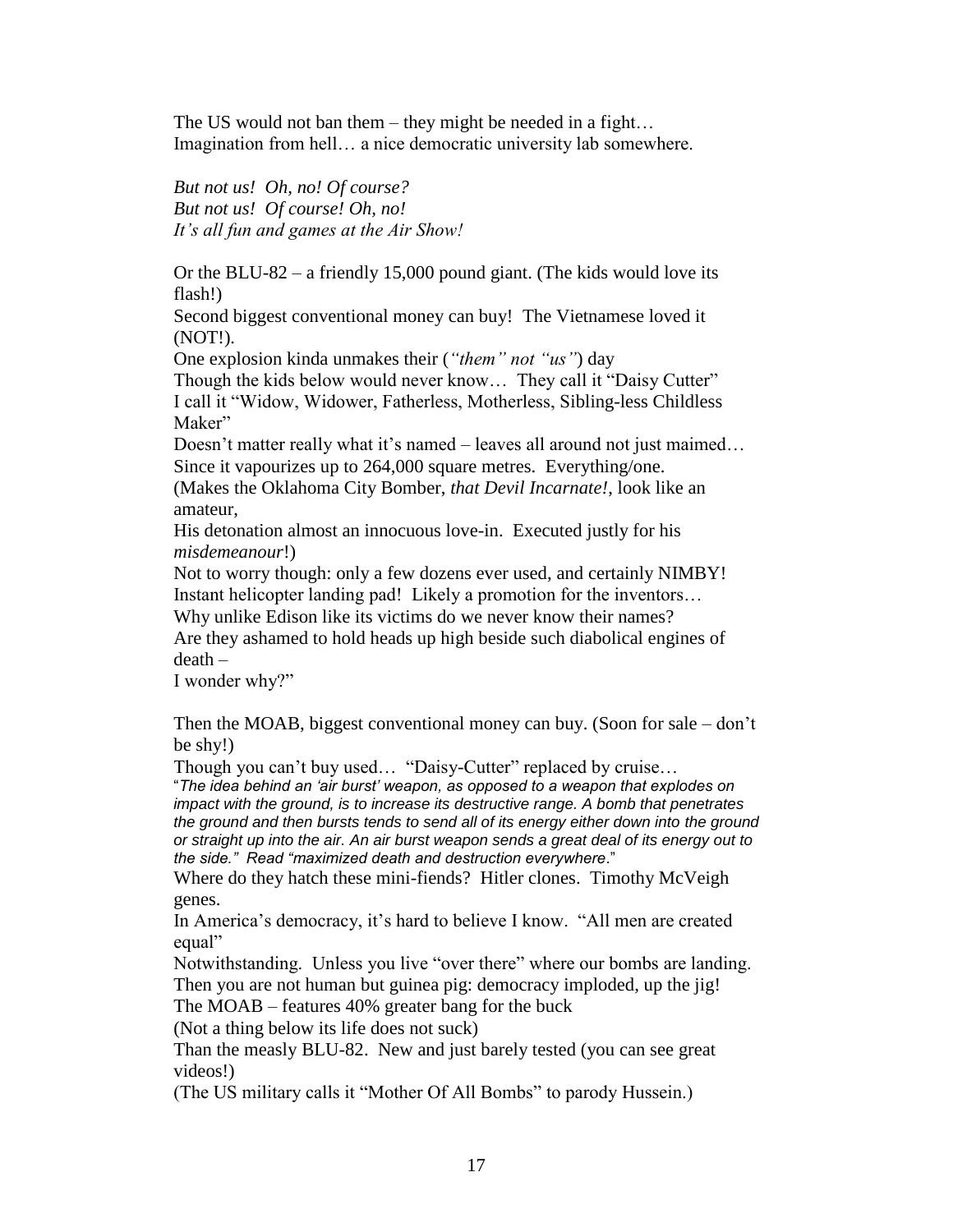The US would not ban them – they might be needed in a fight…
Imagination from hell… a nice democratic university lab somewhere.

*But not us! Oh, no! Of course?*
*But not us! Of course! Oh, no!*
*It's all fun and games at the Air Show!*

Or the BLU-82 – a friendly 15,000 pound giant. (The kids would love its flash!)
Second biggest conventional money can buy! The Vietnamese loved it (NOT!).
One explosion kinda unmakes their (*"them" not "us"*) day
Though the kids below would never know… They call it "Daisy Cutter"
I call it "Widow, Widower, Fatherless, Motherless, Sibling-less Childless Maker"
Doesn't matter really what it's named – leaves all around not just maimed…
Since it vapourizes up to 264,000 square metres. Everything/one.
(Makes the Oklahoma City Bomber, *that Devil Incarnate!*, look like an amateur,
His detonation almost an innocuous love-in. Executed justly for his *misdemeanour*!)
Not to worry though: only a few dozens ever used, and certainly NIMBY!
Instant helicopter landing pad! Likely a promotion for the inventors…
Why unlike Edison like its victims do we never know their names?
Are they ashamed to hold heads up high beside such diabolical engines of death –
I wonder why?"

Then the MOAB, biggest conventional money can buy. (Soon for sale – don't be shy!)
Though you can't buy used… "Daisy-Cutter" replaced by cruise…
"*The idea behind an 'air burst' weapon, as opposed to a weapon that explodes on impact with the ground, is to increase its destructive range. A bomb that penetrates the ground and then bursts tends to send all of its energy either down into the ground or straight up into the air. An air burst weapon sends a great deal of its energy out to the side." Read "maximized death and destruction everywhere*."
Where do they hatch these mini-fiends? Hitler clones. Timothy McVeigh genes.
In America's democracy, it's hard to believe I know. "All men are created equal"
Notwithstanding. Unless you live "over there" where our bombs are landing.
Then you are not human but guinea pig: democracy imploded, up the jig!
The MOAB – features 40% greater bang for the buck
(Not a thing below its life does not suck)
Than the measly BLU-82. New and just barely tested (you can see great videos!)
(The US military calls it "Mother Of All Bombs" to parody Hussein.)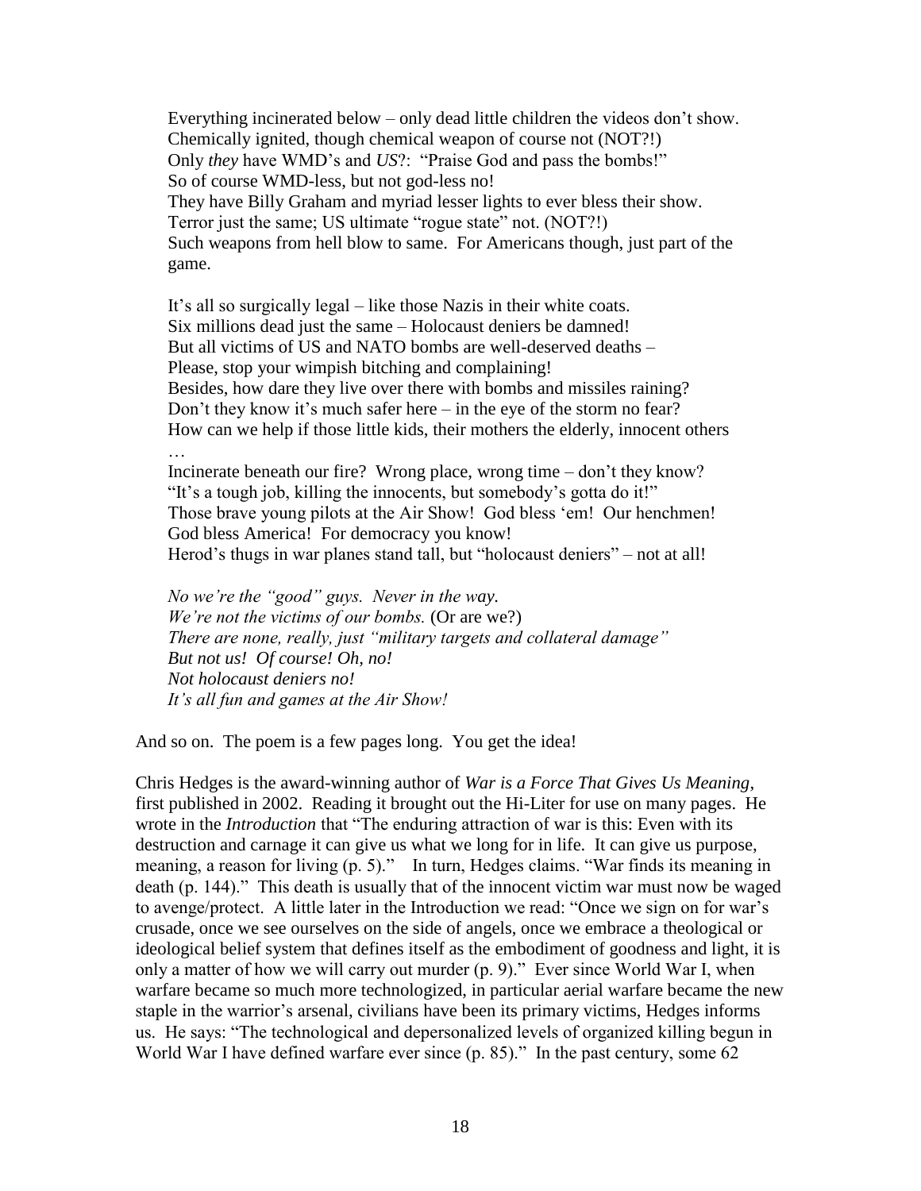Everything incinerated below – only dead little children the videos don't show.
Chemically ignited, though chemical weapon of course not (NOT?!)
Only *they* have WMD's and *US*?: "Praise God and pass the bombs!"
So of course WMD-less, but not god-less no!
They have Billy Graham and myriad lesser lights to ever bless their show.
Terror just the same; US ultimate "rogue state" not. (NOT?!)
Such weapons from hell blow to same. For Americans though, just part of the game.

It's all so surgically legal – like those Nazis in their white coats.
Six millions dead just the same – Holocaust deniers be damned!
But all victims of US and NATO bombs are well-deserved deaths –
Please, stop your wimpish bitching and complaining!
Besides, how dare they live over there with bombs and missiles raining?
Don't they know it's much safer here – in the eye of the storm no fear?
How can we help if those little kids, their mothers the elderly, innocent others …
Incinerate beneath our fire? Wrong place, wrong time – don't they know?
"It's a tough job, killing the innocents, but somebody's gotta do it!"
Those brave young pilots at the Air Show! God bless 'em! Our henchmen!
God bless America! For democracy you know!
Herod's thugs in war planes stand tall, but "holocaust deniers" – not at all!

*No we're the "good" guys. Never in the way.*
*We're not the victims of our bombs.* (Or are we?)
*There are none, really, just "military targets and collateral damage"*
*But not us! Of course! Oh, no!*
*Not holocaust deniers no!*
*It's all fun and games at the Air Show!*

And so on. The poem is a few pages long. You get the idea!

Chris Hedges is the award-winning author of *War is a Force That Gives Us Meaning*, first published in 2002. Reading it brought out the Hi-Liter for use on many pages. He wrote in the *Introduction* that "The enduring attraction of war is this: Even with its destruction and carnage it can give us what we long for in life. It can give us purpose, meaning, a reason for living (p. 5)." In turn, Hedges claims. "War finds its meaning in death (p. 144)." This death is usually that of the innocent victim war must now be waged to avenge/protect. A little later in the Introduction we read: "Once we sign on for war's crusade, once we see ourselves on the side of angels, once we embrace a theological or ideological belief system that defines itself as the embodiment of goodness and light, it is only a matter of how we will carry out murder (p. 9)." Ever since World War I, when warfare became so much more technologized, in particular aerial warfare became the new staple in the warrior's arsenal, civilians have been its primary victims, Hedges informs us. He says: "The technological and depersonalized levels of organized killing begun in World War I have defined warfare ever since (p. 85)." In the past century, some 62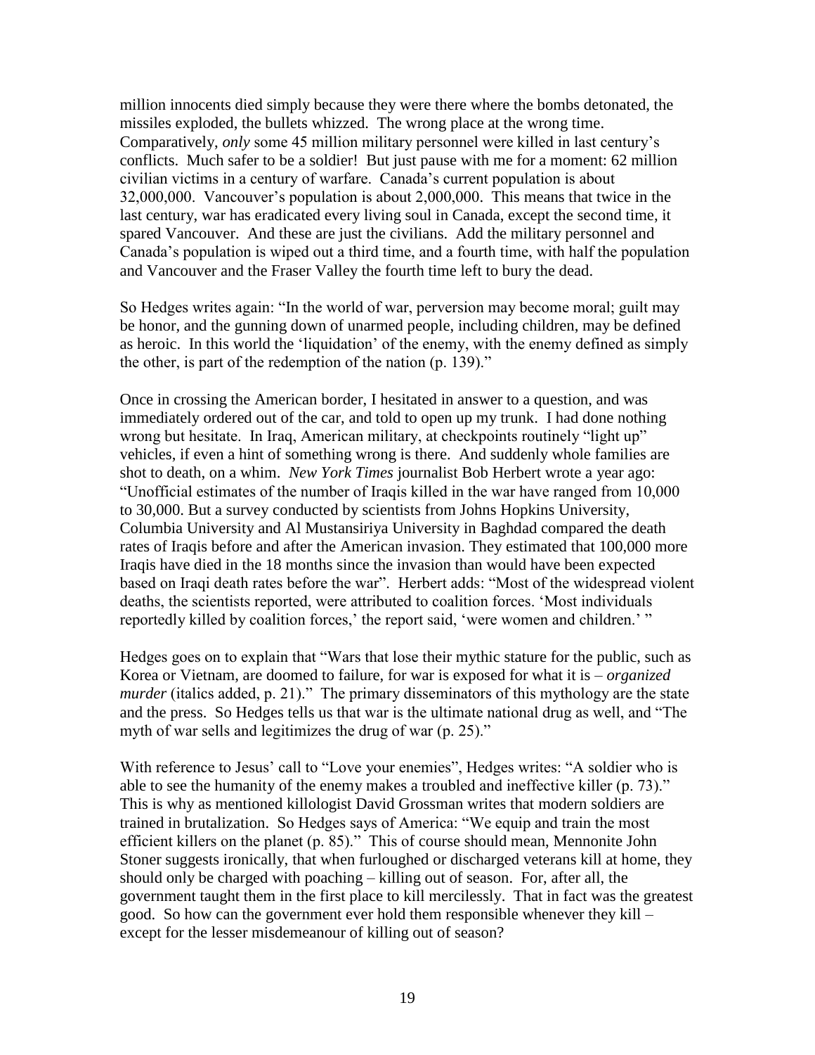million innocents died simply because they were there where the bombs detonated, the missiles exploded, the bullets whizzed. The wrong place at the wrong time. Comparatively, *only* some 45 million military personnel were killed in last century's conflicts. Much safer to be a soldier! But just pause with me for a moment: 62 million civilian victims in a century of warfare. Canada's current population is about 32,000,000. Vancouver's population is about 2,000,000. This means that twice in the last century, war has eradicated every living soul in Canada, except the second time, it spared Vancouver. And these are just the civilians. Add the military personnel and Canada's population is wiped out a third time, and a fourth time, with half the population and Vancouver and the Fraser Valley the fourth time left to bury the dead.

So Hedges writes again: "In the world of war, perversion may become moral; guilt may be honor, and the gunning down of unarmed people, including children, may be defined as heroic. In this world the 'liquidation' of the enemy, with the enemy defined as simply the other, is part of the redemption of the nation (p. 139)."

Once in crossing the American border, I hesitated in answer to a question, and was immediately ordered out of the car, and told to open up my trunk. I had done nothing wrong but hesitate. In Iraq, American military, at checkpoints routinely "light up" vehicles, if even a hint of something wrong is there. And suddenly whole families are shot to death, on a whim. *New York Times* journalist Bob Herbert wrote a year ago: "Unofficial estimates of the number of Iraqis killed in the war have ranged from 10,000 to 30,000. But a survey conducted by scientists from Johns Hopkins University, Columbia University and Al Mustansiriya University in Baghdad compared the death rates of Iraqis before and after the American invasion. They estimated that 100,000 more Iraqis have died in the 18 months since the invasion than would have been expected based on Iraqi death rates before the war". Herbert adds: "Most of the widespread violent deaths, the scientists reported, were attributed to coalition forces. 'Most individuals reportedly killed by coalition forces,' the report said, 'were women and children.' "

Hedges goes on to explain that "Wars that lose their mythic stature for the public, such as Korea or Vietnam, are doomed to failure, for war is exposed for what it is – *organized murder* (italics added, p. 21)." The primary disseminators of this mythology are the state and the press. So Hedges tells us that war is the ultimate national drug as well, and "The myth of war sells and legitimizes the drug of war (p. 25)."

With reference to Jesus' call to "Love your enemies", Hedges writes: "A soldier who is able to see the humanity of the enemy makes a troubled and ineffective killer (p. 73)." This is why as mentioned killologist David Grossman writes that modern soldiers are trained in brutalization. So Hedges says of America: "We equip and train the most efficient killers on the planet (p. 85)." This of course should mean, Mennonite John Stoner suggests ironically, that when furloughed or discharged veterans kill at home, they should only be charged with poaching – killing out of season. For, after all, the government taught them in the first place to kill mercilessly. That in fact was the greatest good. So how can the government ever hold them responsible whenever they kill – except for the lesser misdemeanour of killing out of season?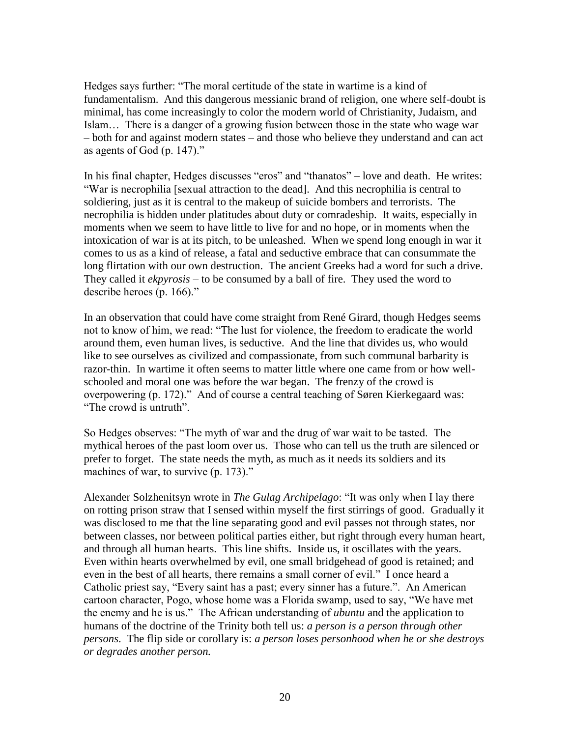Hedges says further: "The moral certitude of the state in wartime is a kind of fundamentalism. And this dangerous messianic brand of religion, one where self-doubt is minimal, has come increasingly to color the modern world of Christianity, Judaism, and Islam… There is a danger of a growing fusion between those in the state who wage war – both for and against modern states – and those who believe they understand and can act as agents of God (p. 147)."

In his final chapter, Hedges discusses "eros" and "thanatos" – love and death. He writes: "War is necrophilia [sexual attraction to the dead]. And this necrophilia is central to soldiering, just as it is central to the makeup of suicide bombers and terrorists. The necrophilia is hidden under platitudes about duty or comradeship. It waits, especially in moments when we seem to have little to live for and no hope, or in moments when the intoxication of war is at its pitch, to be unleashed. When we spend long enough in war it comes to us as a kind of release, a fatal and seductive embrace that can consummate the long flirtation with our own destruction. The ancient Greeks had a word for such a drive. They called it *ekpyrosis* – to be consumed by a ball of fire. They used the word to describe heroes (p. 166)."

In an observation that could have come straight from René Girard, though Hedges seems not to know of him, we read: "The lust for violence, the freedom to eradicate the world around them, even human lives, is seductive. And the line that divides us, who would like to see ourselves as civilized and compassionate, from such communal barbarity is razor-thin. In wartime it often seems to matter little where one came from or how well-schooled and moral one was before the war began. The frenzy of the crowd is overpowering (p. 172)." And of course a central teaching of Søren Kierkegaard was: "The crowd is untruth".

So Hedges observes: "The myth of war and the drug of war wait to be tasted. The mythical heroes of the past loom over us. Those who can tell us the truth are silenced or prefer to forget. The state needs the myth, as much as it needs its soldiers and its machines of war, to survive (p. 173)."

Alexander Solzhenitsyn wrote in *The Gulag Archipelago*: "It was only when I lay there on rotting prison straw that I sensed within myself the first stirrings of good. Gradually it was disclosed to me that the line separating good and evil passes not through states, nor between classes, nor between political parties either, but right through every human heart, and through all human hearts. This line shifts. Inside us, it oscillates with the years. Even within hearts overwhelmed by evil, one small bridgehead of good is retained; and even in the best of all hearts, there remains a small corner of evil." I once heard a Catholic priest say, "Every saint has a past; every sinner has a future.". An American cartoon character, Pogo, whose home was a Florida swamp, used to say, "We have met the enemy and he is us." The African understanding of *ubuntu* and the application to humans of the doctrine of the Trinity both tell us: *a person is a person through other persons*. The flip side or corollary is: *a person loses personhood when he or she destroys or degrades another person.*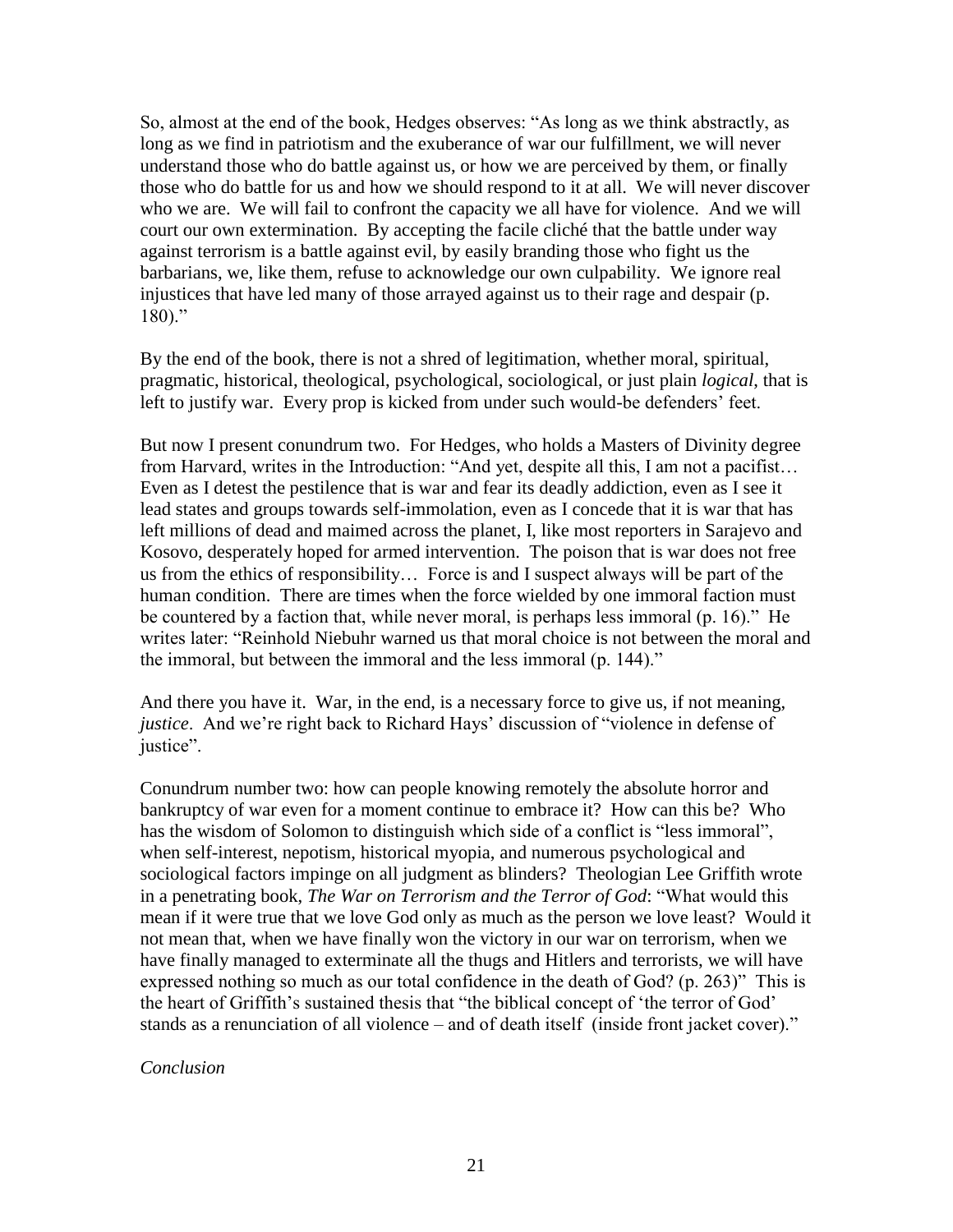So, almost at the end of the book, Hedges observes: "As long as we think abstractly, as long as we find in patriotism and the exuberance of war our fulfillment, we will never understand those who do battle against us, or how we are perceived by them, or finally those who do battle for us and how we should respond to it at all. We will never discover who we are. We will fail to confront the capacity we all have for violence. And we will court our own extermination. By accepting the facile cliché that the battle under way against terrorism is a battle against evil, by easily branding those who fight us the barbarians, we, like them, refuse to acknowledge our own culpability. We ignore real injustices that have led many of those arrayed against us to their rage and despair (p. 180)."

By the end of the book, there is not a shred of legitimation, whether moral, spiritual, pragmatic, historical, theological, psychological, sociological, or just plain *logical*, that is left to justify war. Every prop is kicked from under such would-be defenders' feet.

But now I present conundrum two. For Hedges, who holds a Masters of Divinity degree from Harvard, writes in the Introduction: "And yet, despite all this, I am not a pacifist… Even as I detest the pestilence that is war and fear its deadly addiction, even as I see it lead states and groups towards self-immolation, even as I concede that it is war that has left millions of dead and maimed across the planet, I, like most reporters in Sarajevo and Kosovo, desperately hoped for armed intervention. The poison that is war does not free us from the ethics of responsibility… Force is and I suspect always will be part of the human condition. There are times when the force wielded by one immoral faction must be countered by a faction that, while never moral, is perhaps less immoral (p. 16)." He writes later: "Reinhold Niebuhr warned us that moral choice is not between the moral and the immoral, but between the immoral and the less immoral (p. 144)."

And there you have it. War, in the end, is a necessary force to give us, if not meaning, *justice*. And we're right back to Richard Hays' discussion of "violence in defense of justice".

Conundrum number two: how can people knowing remotely the absolute horror and bankruptcy of war even for a moment continue to embrace it? How can this be? Who has the wisdom of Solomon to distinguish which side of a conflict is "less immoral", when self-interest, nepotism, historical myopia, and numerous psychological and sociological factors impinge on all judgment as blinders? Theologian Lee Griffith wrote in a penetrating book, *The War on Terrorism and the Terror of God*: "What would this mean if it were true that we love God only as much as the person we love least? Would it not mean that, when we have finally won the victory in our war on terrorism, when we have finally managed to exterminate all the thugs and Hitlers and terrorists, we will have expressed nothing so much as our total confidence in the death of God? (p. 263)" This is the heart of Griffith's sustained thesis that "the biblical concept of 'the terror of God' stands as a renunciation of all violence – and of death itself (inside front jacket cover)."

*Conclusion*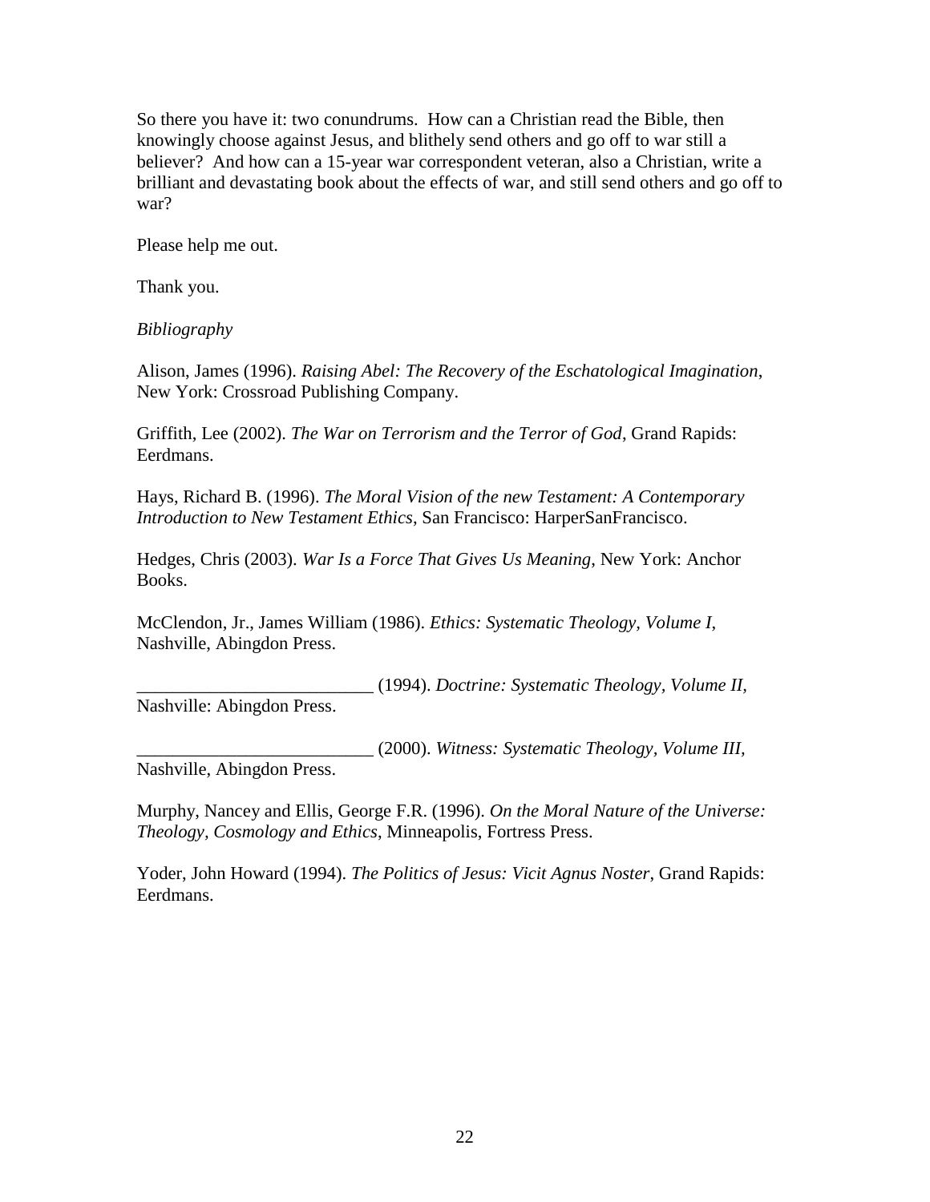So there you have it: two conundrums. How can a Christian read the Bible, then knowingly choose against Jesus, and blithely send others and go off to war still a believer? And how can a 15-year war correspondent veteran, also a Christian, write a brilliant and devastating book about the effects of war, and still send others and go off to war?

Please help me out.

Thank you.

*Bibliography*

Alison, James (1996). *Raising Abel: The Recovery of the Eschatological Imagination*, New York: Crossroad Publishing Company.

Griffith, Lee (2002). *The War on Terrorism and the Terror of God*, Grand Rapids: Eerdmans.

Hays, Richard B. (1996). *The Moral Vision of the new Testament: A Contemporary Introduction to New Testament Ethics*, San Francisco: HarperSanFrancisco.

Hedges, Chris (2003). *War Is a Force That Gives Us Meaning*, New York: Anchor Books.

McClendon, Jr., James William (1986). *Ethics: Systematic Theology, Volume I*, Nashville, Abingdon Press.

__________________________ (1994). *Doctrine: Systematic Theology, Volume II*, Nashville: Abingdon Press.

__________________________ (2000). *Witness: Systematic Theology, Volume III*, Nashville, Abingdon Press.

Murphy, Nancey and Ellis, George F.R. (1996). *On the Moral Nature of the Universe: Theology, Cosmology and Ethics*, Minneapolis, Fortress Press.

Yoder, John Howard (1994). *The Politics of Jesus: Vicit Agnus Noster*, Grand Rapids: Eerdmans.